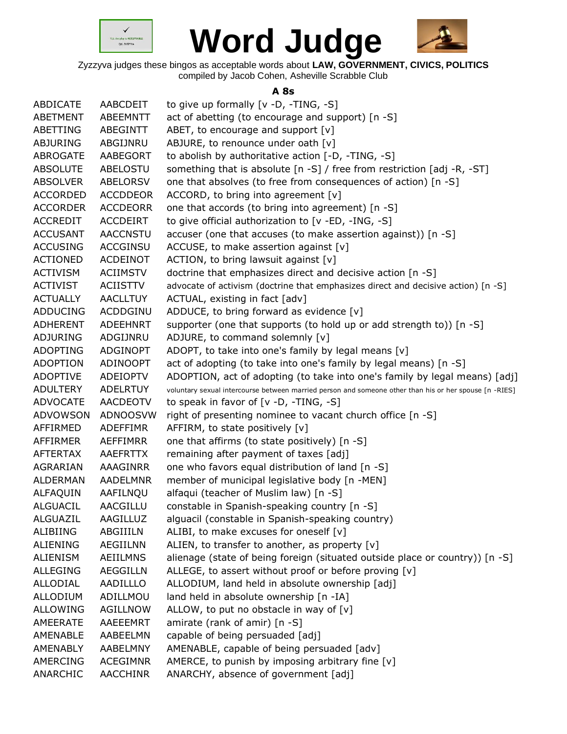# Word Judge

Zyzzyva judges these bingos as acceptable words about **LAW, GOVERNMENT, CIVICS, POLITICS**
compiled by Jacob Cohen, Asheville Scrabble Club

### A 8s

| | | |
|---|---|---|
| ABDICATE | AABCDEIT | to give up formally [v -D, -TING, -S] |
| ABETMENT | ABEEMNTT | act of abetting (to encourage and support) [n -S] |
| ABETTING | ABEGINTT | ABET, to encourage and support [v] |
| ABJURING | ABGIJNRU | ABJURE, to renounce under oath [v] |
| ABROGATE | AABEGORT | to abolish by authoritative action [-D, -TING, -S] |
| ABSOLUTE | ABELOSTU | something that is absolute [n -S] / free from restriction [adj -R, -ST] |
| ABSOLVER | ABELORSV | one that absolves (to free from consequences of action) [n -S] |
| ACCORDED | ACCDDEOR | ACCORD, to bring into agreement [v] |
| ACCORDER | ACCDEORR | one that accords (to bring into agreement) [n -S] |
| ACCREDIT | ACCDEIRT | to give official authorization to [v -ED, -ING, -S] |
| ACCUSANT | AACCNSTU | accuser (one that accuses (to make assertion against)) [n -S] |
| ACCUSING | ACCGINSU | ACCUSE, to make assertion against [v] |
| ACTIONED | ACDEINOT | ACTION, to bring lawsuit against [v] |
| ACTIVISM | ACIIMSTV | doctrine that emphasizes direct and decisive action [n -S] |
| ACTIVIST | ACIISTTV | advocate of activism (doctrine that emphasizes direct and decisive action) [n -S] |
| ACTUALLY | AACLLTUY | ACTUAL, existing in fact [adv] |
| ADDUCING | ACDDGINU | ADDUCE, to bring forward as evidence [v] |
| ADHERENT | ADEEHNRT | supporter (one that supports (to hold up or add strength to)) [n -S] |
| ADJURING | ADGIJNRU | ADJURE, to command solemnly [v] |
| ADOPTING | ADGINOPT | ADOPT, to take into one's family by legal means [v] |
| ADOPTION | ADINOOPT | act of adopting (to take into one's family by legal means) [n -S] |
| ADOPTIVE | ADEIOPTV | ADOPTION, act of adopting (to take into one's family by legal means) [adj] |
| ADULTERY | ADELRTUY | voluntary sexual intercourse between married person and someone other than his or her spouse [n -RIES] |
| ADVOCATE | AACDEOTV | to speak in favor of [v -D, -TING, -S] |
| ADVOWSON | ADNOOSVW | right of presenting nominee to vacant church office [n -S] |
| AFFIRMED | ADEFFIMR | AFFIRM, to state positively [v] |
| AFFIRMER | AEFFIMRR | one that affirms (to state positively) [n -S] |
| AFTERTAX | AAEFRTTX | remaining after payment of taxes [adj] |
| AGRARIAN | AAAGINRR | one who favors equal distribution of land [n -S] |
| ALDERMAN | AADELMNR | member of municipal legislative body [n -MEN] |
| ALFAQUIN | AAFILNQU | alfaqui (teacher of Muslim law) [n -S] |
| ALGUACIL | AACGILLU | constable in Spanish-speaking country [n -S] |
| ALGUAZIL | AAGILLUZ | alguacil (constable in Spanish-speaking country) |
| ALIBIING | ABGIIILN | ALIBI, to make excuses for oneself [v] |
| ALIENING | AEGIILNN | ALIEN, to transfer to another, as property [v] |
| ALIENISM | AEIILMNS | alienage (state of being foreign (situated outside place or country)) [n -S] |
| ALLEGING | AEGGILLN | ALLEGE, to assert without proof or before proving [v] |
| ALLODIAL | AADILLLO | ALLODIUM, land held in absolute ownership [adj] |
| ALLODIUM | ADILLMOU | land held in absolute ownership [n -IA] |
| ALLOWING | AGILLNOW | ALLOW, to put no obstacle in way of [v] |
| AMEERATE | AAEEEMRT | amirate (rank of amir) [n -S] |
| AMENABLE | AABEELMN | capable of being persuaded [adj] |
| AMENABLY | AABELMNY | AMENABLE, capable of being persuaded [adv] |
| AMERCING | ACEGIMNR | AMERCE, to punish by imposing arbitrary fine [v] |
| ANARCHIC | AACCHINR | ANARCHY, absence of government [adj] |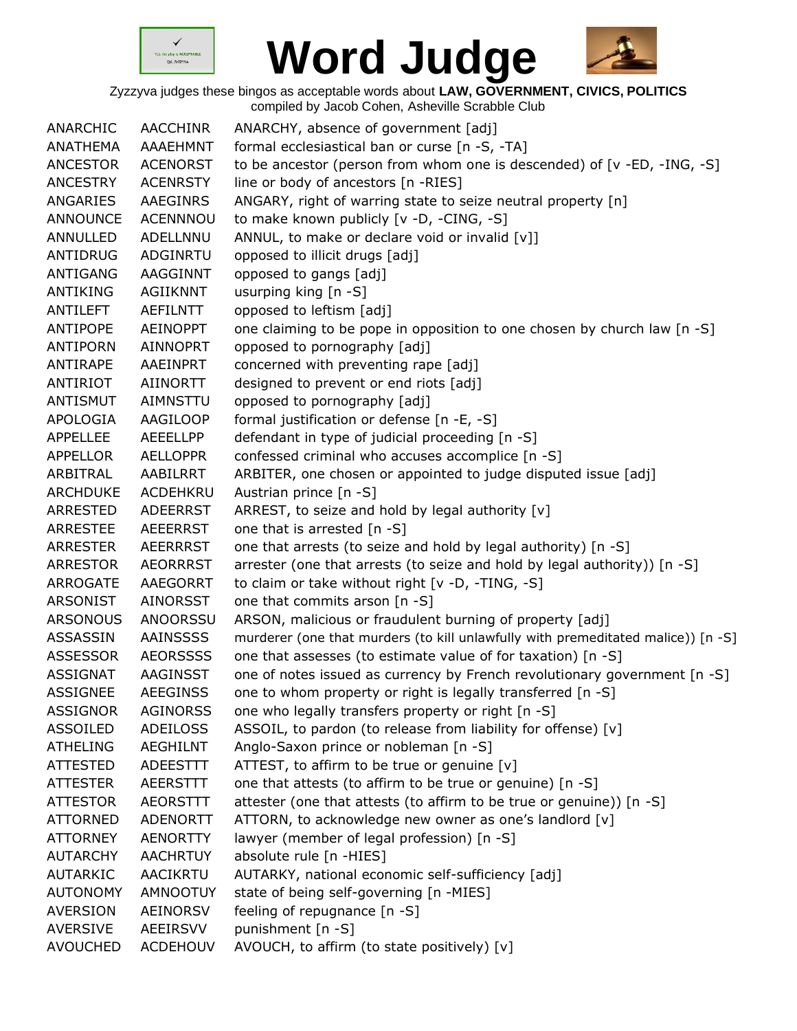# Word Judge

Zyzzyva judges these bingos as acceptable words about **LAW, GOVERNMENT, CIVICS, POLITICS**
compiled by Jacob Cohen, Asheville Scrabble Club

| | | |
|---|---|---|
| ANARCHIC | AACCHINR | ANARCHY, absence of government [adj] |
| ANATHEMA | AAAEHMNT | formal ecclesiastical ban or curse [n -S, -TA] |
| ANCESTOR | ACENORST | to be ancestor (person from whom one is descended) of [v -ED, -ING, -S] |
| ANCESTRY | ACENRSTY | line or body of ancestors [n -RIES] |
| ANGARIES | AAEGINRS | ANGARY, right of warring state to seize neutral property [n] |
| ANNOUNCE | ACENNNOU | to make known publicly [v -D, -CING, -S] |
| ANNULLED | ADELLNNU | ANNUL, to make or declare void or invalid [v]] |
| ANTIDRUG | ADGINRTU | opposed to illicit drugs [adj] |
| ANTIGANG | AAGGINNT | opposed to gangs [adj] |
| ANTIKING | AGIIKNNT | usurping king [n -S] |
| ANTILEFT | AEFILNTT | opposed to leftism [adj] |
| ANTIPOPE | AEINOPPT | one claiming to be pope in opposition to one chosen by church law [n -S] |
| ANTIPORN | AINNOPRT | opposed to pornography [adj] |
| ANTIRAPE | AAEINPRT | concerned with preventing rape [adj] |
| ANTIRIOT | AIINORTT | designed to prevent or end riots [adj] |
| ANTISMUT | AIMNSTTU | opposed to pornography [adj] |
| APOLOGIA | AAGILOOP | formal justification or defense [n -E, -S] |
| APPELLEE | AEEELLPP | defendant in type of judicial proceeding [n -S] |
| APPELLOR | AELLOPPR | confessed criminal who accuses accomplice [n -S] |
| ARBITRAL | AABILRRT | ARBITER, one chosen or appointed to judge disputed issue [adj] |
| ARCHDUKE | ACDEHKRU | Austrian prince [n -S] |
| ARRESTED | ADEERRST | ARREST, to seize and hold by legal authority [v] |
| ARRESTEE | AEEERRST | one that is arrested [n -S] |
| ARRESTER | AEERRRST | one that arrests (to seize and hold by legal authority) [n -S] |
| ARRESTOR | AEORRRST | arrester (one that arrests (to seize and hold by legal authority)) [n -S] |
| ARROGATE | AAEGORRT | to claim or take without right [v -D, -TING, -S] |
| ARSONIST | AINORSST | one that commits arson [n -S] |
| ARSONOUS | ANOORSSU | ARSON, malicious or fraudulent burning of property [adj] |
| ASSASSIN | AAINSSSS | murderer (one that murders (to kill unlawfully with premeditated malice)) [n -S] |
| ASSESSOR | AEORSSSS | one that assesses (to estimate value of for taxation) [n -S] |
| ASSIGNAT | AAGINSST | one of notes issued as currency by French revolutionary government [n -S] |
| ASSIGNEE | AEEGINSS | one to whom property or right is legally transferred [n -S] |
| ASSIGNOR | AGINORSS | one who legally transfers property or right [n -S] |
| ASSOILED | ADEILOSS | ASSOIL, to pardon (to release from liability for offense) [v] |
| ATHELING | AEGHILNT | Anglo-Saxon prince or nobleman [n -S] |
| ATTESTED | ADEESTTT | ATTEST, to affirm to be true or genuine [v] |
| ATTESTER | AEERSTTT | one that attests (to affirm to be true or genuine) [n -S] |
| ATTESTOR | AEORSTTT | attester (one that attests (to affirm to be true or genuine)) [n -S] |
| ATTORNED | ADENORTT | ATTORN, to acknowledge new owner as one's landlord [v] |
| ATTORNEY | AENORTTY | lawyer (member of legal profession) [n -S] |
| AUTARCHY | AACHRTUY | absolute rule [n -HIES] |
| AUTARKIC | AACIKRTU | AUTARKY, national economic self-sufficiency [adj] |
| AUTONOMY | AMNOOTUY | state of being self-governing [n -MIES] |
| AVERSION | AEINORSV | feeling of repugnance [n -S] |
| AVERSIVE | AEEIRSVV | punishment [n -S] |
| AVOUCHED | ACDEHOUV | AVOUCH, to affirm (to state positively) [v] |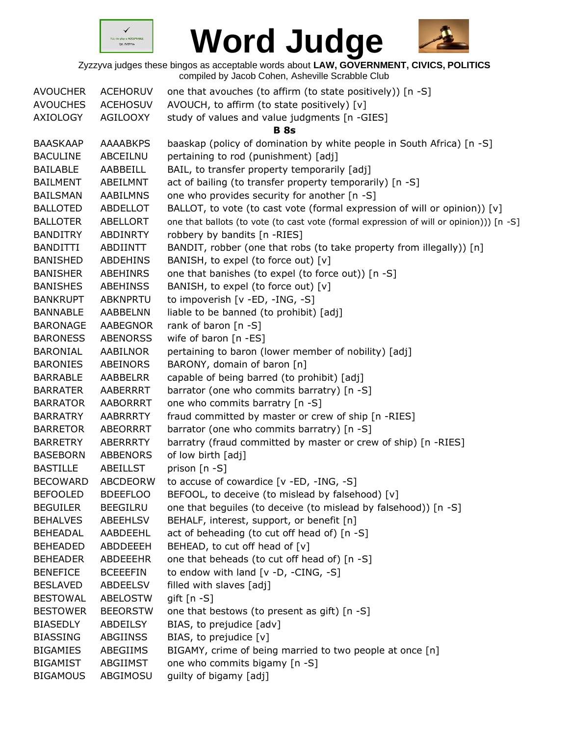# Word Judge

Zyzzyva judges these bingos as acceptable words about **LAW, GOVERNMENT, CIVICS, POLITICS**
compiled by Jacob Cohen, Asheville Scrabble Club

| | | |
|---|---|---|
| AVOUCHER | ACEHORUV | one that avouches (to affirm (to state positively)) [n -S] |
| AVOUCHES | ACEHOSUV | AVOUCH, to affirm (to state positively) [v] |
| AXIOLOGY | AGILOOXY | study of values and value judgments [n -GIES] |

**B 8s**

| | | |
|---|---|---|
| BAASKAAP | AAAABKPS | baaskap (policy of domination by white people in South Africa) [n -S] |
| BACULINE | ABCEILNU | pertaining to rod (punishment) [adj] |
| BAILABLE | AABBEILL | BAIL, to transfer property temporarily [adj] |
| BAILMENT | ABEILMNT | act of bailing (to transfer property temporarily) [n -S] |
| BAILSMAN | AABILMNS | one who provides security for another [n -S] |
| BALLOTED | ABDELLOT | BALLOT, to vote (to cast vote (formal expression of will or opinion)) [v] |
| BALLOTER | ABELLORT | one that ballots (to vote (to cast vote (formal expression of will or opinion))) [n -S] |
| BANDITRY | ABDINRTY | robbery by bandits [n -RIES] |
| BANDITTI | ABDIINTT | BANDIT, robber (one that robs (to take property from illegally)) [n] |
| BANISHED | ABDEHINS | BANISH, to expel (to force out) [v] |
| BANISHER | ABEHINRS | one that banishes (to expel (to force out)) [n -S] |
| BANISHES | ABEHINSS | BANISH, to expel (to force out) [v] |
| BANKRUPT | ABKNPRTU | to impoverish [v -ED, -ING, -S] |
| BANNABLE | AABBELNN | liable to be banned (to prohibit) [adj] |
| BARONAGE | AABEGNOR | rank of baron [n -S] |
| BARONESS | ABENORSS | wife of baron [n -ES] |
| BARONIAL | AABILNOR | pertaining to baron (lower member of nobility) [adj] |
| BARONIES | ABEINORS | BARONY, domain of baron [n] |
| BARRABLE | AABBELRR | capable of being barred (to prohibit) [adj] |
| BARRATER | AABERRRT | barrator (one who commits barratry) [n -S] |
| BARRATOR | AABORRRT | one who commits barratry [n -S] |
| BARRATRY | AABRRRTY | fraud committed by master or crew of ship [n -RIES] |
| BARRETOR | ABEORRRT | barrator (one who commits barratry) [n -S] |
| BARRETRY | ABERRRTY | barratry (fraud committed by master or crew of ship) [n -RIES] |
| BASEBORN | ABBENORS | of low birth [adj] |
| BASTILLE | ABEILLST | prison [n -S] |
| BECOWARD | ABCDEORW | to accuse of cowardice [v -ED, -ING, -S] |
| BEFOOLED | BDEEFLOO | BEFOOL, to deceive (to mislead by falsehood) [v] |
| BEGUILER | BEEGILRU | one that beguiles (to deceive (to mislead by falsehood)) [n -S] |
| BEHALVES | ABEEHLSV | BEHALF, interest, support, or benefit [n] |
| BEHEADAL | AABDEEHL | act of beheading (to cut off head of) [n -S] |
| BEHEADED | ABDDEEEH | BEHEAD, to cut off head of [v] |
| BEHEADER | ABDEEEHR | one that beheads (to cut off head of) [n -S] |
| BENEFICE | BCEEEFIN | to endow with land [v -D, -CING, -S] |
| BESLAVED | ABDEELSV | filled with slaves [adj] |
| BESTOWAL | ABELOSTW | gift [n -S] |
| BESTOWER | BEEORSTW | one that bestows (to present as gift) [n -S] |
| BIASEDLY | ABDEILSY | BIAS, to prejudice [adv] |
| BIASSING | ABGIINSS | BIAS, to prejudice [v] |
| BIGAMIES | ABEGIIMS | BIGAMY, crime of being married to two people at once [n] |
| BIGAMIST | ABGIIMST | one who commits bigamy [n -S] |
| BIGAMOUS | ABGIMOSU | guilty of bigamy [adj] |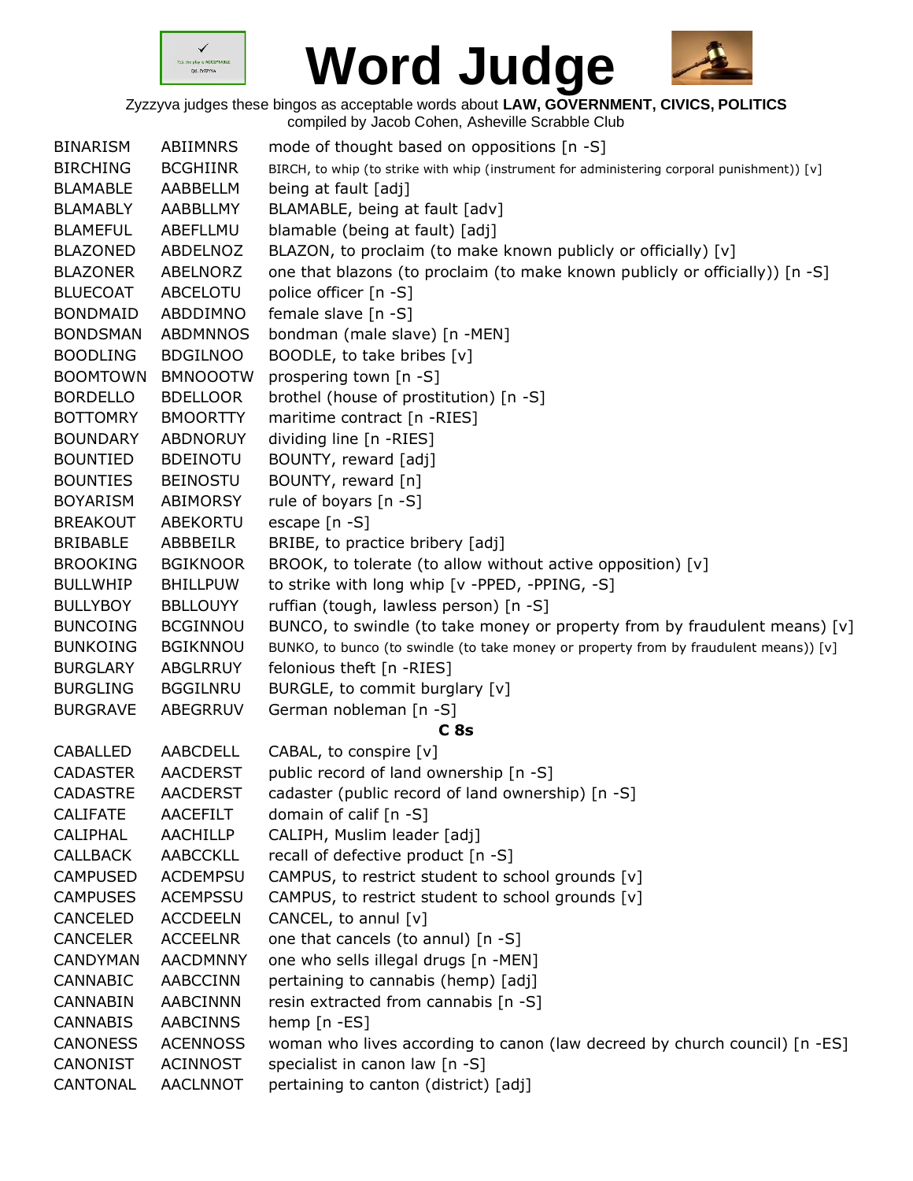# Word Judge

Zyzzyva judges these bingos as acceptable words about **LAW, GOVERNMENT, CIVICS, POLITICS**
compiled by Jacob Cohen, Asheville Scrabble Club

| | | |
|---|---|---|
| BINARISM | ABIIMNRS | mode of thought based on oppositions [n -S] |
| BIRCHING | BCGHIINR | BIRCH, to whip (to strike with whip (instrument for administering corporal punishment)) [v] |
| BLAMABLE | AABBELLM | being at fault [adj] |
| BLAMABLY | AABBLLMY | BLAMABLE, being at fault [adv] |
| BLAMEFUL | ABEFLLMU | blamable (being at fault) [adj] |
| BLAZONED | ABDELNOZ | BLAZON, to proclaim (to make known publicly or officially) [v] |
| BLAZONER | ABELNORZ | one that blazons (to proclaim (to make known publicly or officially)) [n -S] |
| BLUECOAT | ABCELOTU | police officer [n -S] |
| BONDMAID | ABDDIMNO | female slave [n -S] |
| BONDSMAN | ABDMNNOS | bondman (male slave) [n -MEN] |
| BOODLING | BDGILNOO | BOODLE, to take bribes [v] |
| BOOMTOWN | BMNOOOTW | prospering town [n -S] |
| BORDELLO | BDELLOOR | brothel (house of prostitution) [n -S] |
| BOTTOMRY | BMOORTTY | maritime contract [n -RIES] |
| BOUNDARY | ABDNORUY | dividing line [n -RIES] |
| BOUNTIED | BDEINOTU | BOUNTY, reward [adj] |
| BOUNTIES | BEINOSTU | BOUNTY, reward [n] |
| BOYARISM | ABIMORSY | rule of boyars [n -S] |
| BREAKOUT | ABEKORTU | escape [n -S] |
| BRIBABLE | ABBBEILR | BRIBE, to practice bribery [adj] |
| BROOKING | BGIKNOOR | BROOK, to tolerate (to allow without active opposition) [v] |
| BULLWHIP | BHILLPUW | to strike with long whip [v -PPED, -PPING, -S] |
| BULLYBOY | BBLLOUYY | ruffian (tough, lawless person) [n -S] |
| BUNCOING | BCGINNOU | BUNCO, to swindle (to take money or property from by fraudulent means) [v] |
| BUNKOING | BGIKNNOU | BUNKO, to bunco (to swindle (to take money or property from by fraudulent means)) [v] |
| BURGLARY | ABGLRRUY | felonious theft [n -RIES] |
| BURGLING | BGGILNRU | BURGLE, to commit burglary [v] |
| BURGRAVE | ABEGRRUV | German nobleman [n -S] |

**C 8s**

| | | |
|---|---|---|
| CABALLED | AABCDELL | CABAL, to conspire [v] |
| CADASTER | AACDERST | public record of land ownership [n -S] |
| CADASTRE | AACDERST | cadaster (public record of land ownership) [n -S] |
| CALIFATE | AACEFILT | domain of calif [n -S] |
| CALIPHAL | AACHILLP | CALIPH, Muslim leader [adj] |
| CALLBACK | AABCCKLL | recall of defective product [n -S] |
| CAMPUSED | ACDEMPSU | CAMPUS, to restrict student to school grounds [v] |
| CAMPUSES | ACEMPSSU | CAMPUS, to restrict student to school grounds [v] |
| CANCELED | ACCDEELN | CANCEL, to annul [v] |
| CANCELER | ACCEELNR | one that cancels (to annul) [n -S] |
| CANDYMAN | AACDMNNY | one who sells illegal drugs [n -MEN] |
| CANNABIC | AABCCINN | pertaining to cannabis (hemp) [adj] |
| CANNABIN | AABCINNN | resin extracted from cannabis [n -S] |
| CANNABIS | AABCINNS | hemp [n -ES] |
| CANONESS | ACENNOSS | woman who lives according to canon (law decreed by church council) [n -ES] |
| CANONIST | ACINNOST | specialist in canon law [n -S] |
| CANTONAL | AACLNNOT | pertaining to canton (district) [adj] |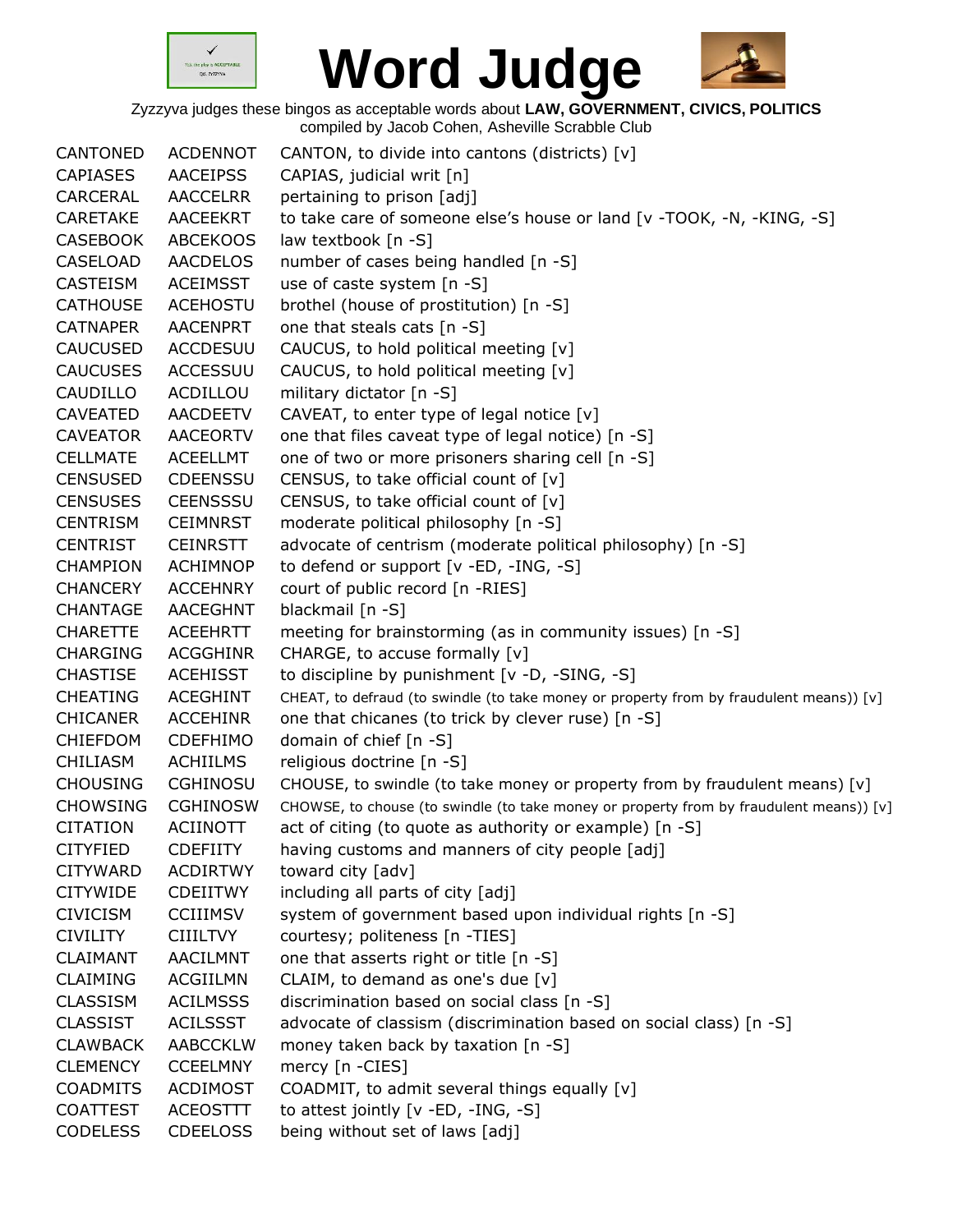# Word Judge

Zyzzyva judges these bingos as acceptable words about **LAW, GOVERNMENT, CIVICS, POLITICS**
compiled by Jacob Cohen, Asheville Scrabble Club

| | | |
|---|---|---|
| CANTONED | ACDENNOT | CANTON, to divide into cantons (districts) [v] |
| CAPIASES | AACEIPSS | CAPIAS, judicial writ [n] |
| CARCERAL | AACCELRR | pertaining to prison [adj] |
| CARETAKE | AACEEKRT | to take care of someone else's house or land [v -TOOK, -N, -KING, -S] |
| CASEBOOK | ABCEKOOS | law textbook [n -S] |
| CASELOAD | AACDELOS | number of cases being handled [n -S] |
| CASTEISM | ACEIMSST | use of caste system [n -S] |
| CATHOUSE | ACEHOSTU | brothel (house of prostitution) [n -S] |
| CATNAPER | AACENPRT | one that steals cats [n -S] |
| CAUCUSED | ACCDESUU | CAUCUS, to hold political meeting [v] |
| CAUCUSES | ACCESSUU | CAUCUS, to hold political meeting [v] |
| CAUDILLO | ACDILLOU | military dictator [n -S] |
| CAVEATED | AACDEETV | CAVEAT, to enter type of legal notice [v] |
| CAVEATOR | AACEORTV | one that files caveat type of legal notice) [n -S] |
| CELLMATE | ACEELLMT | one of two or more prisoners sharing cell [n -S] |
| CENSUSED | CDEENSSU | CENSUS, to take official count of [v] |
| CENSUSES | CEENSSSU | CENSUS, to take official count of [v] |
| CENTRISM | CEIMNRST | moderate political philosophy [n -S] |
| CENTRIST | CEINRSTT | advocate of centrism (moderate political philosophy) [n -S] |
| CHAMPION | ACHIMNOP | to defend or support [v -ED, -ING, -S] |
| CHANCERY | ACCEHNRY | court of public record [n -RIES] |
| CHANTAGE | AACEGHNT | blackmail [n -S] |
| CHARETTE | ACEEHRTT | meeting for brainstorming (as in community issues) [n -S] |
| CHARGING | ACGGHINR | CHARGE, to accuse formally [v] |
| CHASTISE | ACEHISST | to discipline by punishment [v -D, -SING, -S] |
| CHEATING | ACEGHINT | CHEAT, to defraud (to swindle (to take money or property from by fraudulent means)) [v] |
| CHICANER | ACCEHINR | one that chicanes (to trick by clever ruse) [n -S] |
| CHIEFDOM | CDEFHIMO | domain of chief [n -S] |
| CHILIASM | ACHIILMS | religious doctrine [n -S] |
| CHOUSING | CGHINOSU | CHOUSE, to swindle (to take money or property from by fraudulent means) [v] |
| CHOWSING | CGHINOSW | CHOWSE, to chouse (to swindle (to take money or property from by fraudulent means)) [v] |
| CITATION | ACIINOTT | act of citing (to quote as authority or example) [n -S] |
| CITYFIED | CDEFIITY | having customs and manners of city people [adj] |
| CITYWARD | ACDIRTWY | toward city [adv] |
| CITYWIDE | CDEIITWY | including all parts of city [adj] |
| CIVICISM | CCIIIMSV | system of government based upon individual rights [n -S] |
| CIVILITY | CIIILTVY | courtesy; politeness [n -TIES] |
| CLAIMANT | AACILMNT | one that asserts right or title [n -S] |
| CLAIMING | ACGIILMN | CLAIM, to demand as one's due [v] |
| CLASSISM | ACILMSSS | discrimination based on social class [n -S] |
| CLASSIST | ACILSSST | advocate of classism (discrimination based on social class) [n -S] |
| CLAWBACK | AABCCKLW | money taken back by taxation [n -S] |
| CLEMENCY | CCEELMNY | mercy [n -CIES] |
| COADMITS | ACDIMOST | COADMIT, to admit several things equally [v] |
| COATTEST | ACEOSTTT | to attest jointly [v -ED, -ING, -S] |
| CODELESS | CDEELOSS | being without set of laws [adj] |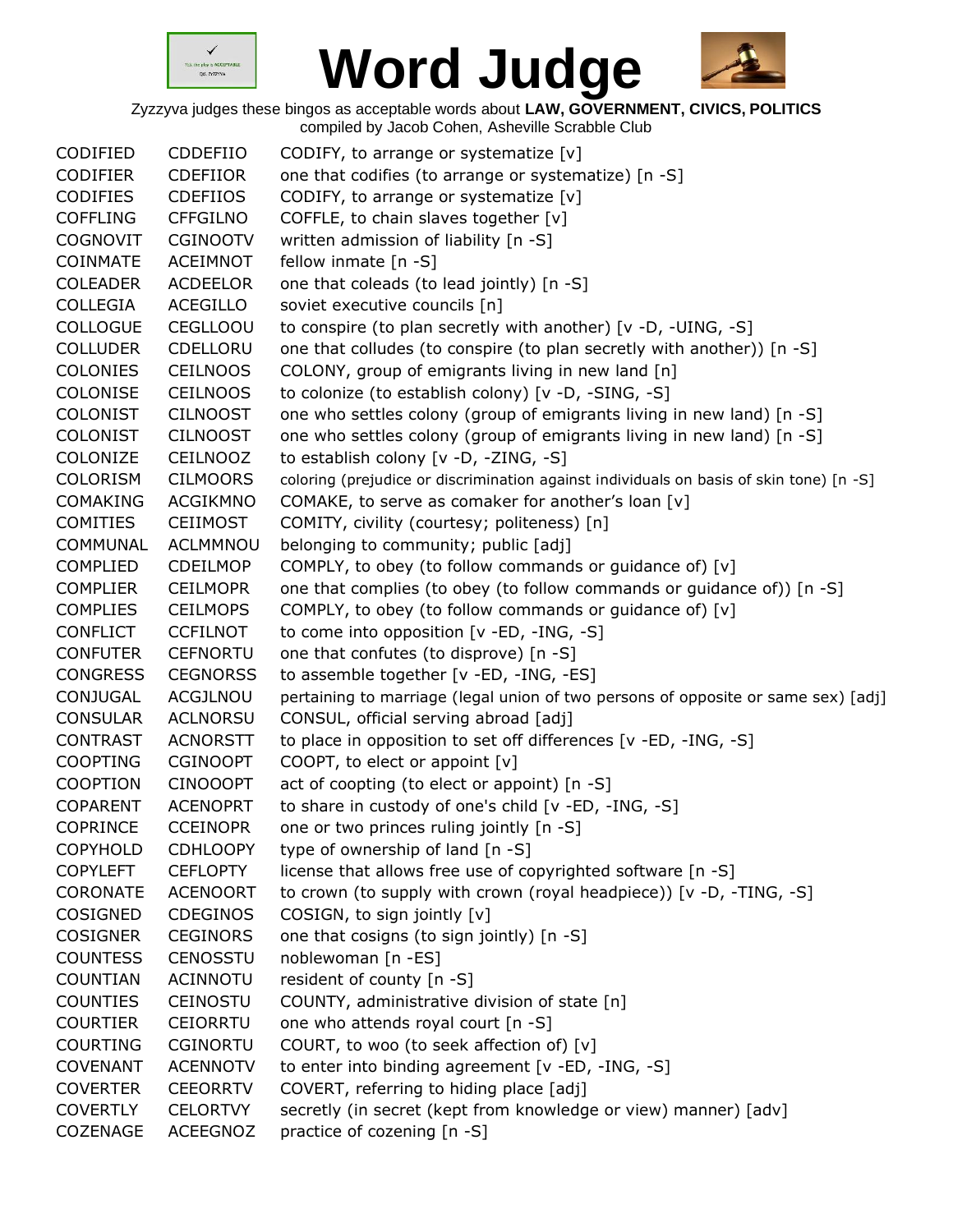# Word Judge

Zyzzyva judges these bingos as acceptable words about **LAW, GOVERNMENT, CIVICS, POLITICS**
compiled by Jacob Cohen, Asheville Scrabble Club

| | | |
|---|---|---|
| CODIFIED | CDDEFIIO | CODIFY, to arrange or systematize [v] |
| CODIFIER | CDEFIIOR | one that codifies (to arrange or systematize) [n -S] |
| CODIFIES | CDEFIIOS | CODIFY, to arrange or systematize [v] |
| COFFLING | CFFGILNO | COFFLE, to chain slaves together [v] |
| COGNOVIT | CGINOOTV | written admission of liability [n -S] |
| COINMATE | ACEIMNOT | fellow inmate [n -S] |
| COLEADER | ACDEELOR | one that coleads (to lead jointly) [n -S] |
| COLLEGIA | ACEGILLO | soviet executive councils [n] |
| COLLOGUE | CEGLLOOU | to conspire (to plan secretly with another) [v -D, -UING, -S] |
| COLLUDER | CDELLORU | one that colludes (to conspire (to plan secretly with another)) [n -S] |
| COLONIES | CEILNOOS | COLONY, group of emigrants living in new land [n] |
| COLONISE | CEILNOOS | to colonize (to establish colony) [v -D, -SING, -S] |
| COLONIST | CILNOOST | one who settles colony (group of emigrants living in new land) [n -S] |
| COLONIST | CILNOOST | one who settles colony (group of emigrants living in new land) [n -S] |
| COLONIZE | CEILNOOZ | to establish colony [v -D, -ZING, -S] |
| COLORISM | CILMOORS | coloring (prejudice or discrimination against individuals on basis of skin tone) [n -S] |
| COMAKING | ACGIKMNO | COMAKE, to serve as comaker for another's loan [v] |
| COMITIES | CEIIMOST | COMITY, civility (courtesy; politeness) [n] |
| COMMUNAL | ACLMMNOU | belonging to community; public [adj] |
| COMPLIED | CDEILMOP | COMPLY, to obey (to follow commands or guidance of) [v] |
| COMPLIER | CEILMOPR | one that complies (to obey (to follow commands or guidance of)) [n -S] |
| COMPLIES | CEILMOPS | COMPLY, to obey (to follow commands or guidance of) [v] |
| CONFLICT | CCFILNOT | to come into opposition [v -ED, -ING, -S] |
| CONFUTER | CEFNORTU | one that confutes (to disprove) [n -S] |
| CONGRESS | CEGNORSS | to assemble together [v -ED, -ING, -ES] |
| CONJUGAL | ACGJLNOU | pertaining to marriage (legal union of two persons of opposite or same sex) [adj] |
| CONSULAR | ACLNORSU | CONSUL, official serving abroad [adj] |
| CONTRAST | ACNORSTT | to place in opposition to set off differences [v -ED, -ING, -S] |
| COOPTING | CGINOOPT | COOPT, to elect or appoint [v] |
| COOPTION | CINOOOPT | act of coopting (to elect or appoint) [n -S] |
| COPARENT | ACENOPRT | to share in custody of one's child [v -ED, -ING, -S] |
| COPRINCE | CCEINOPR | one or two princes ruling jointly [n -S] |
| COPYHOLD | CDHLOOPY | type of ownership of land [n -S] |
| COPYLEFT | CEFLOPTY | license that allows free use of copyrighted software [n -S] |
| CORONATE | ACENOORT | to crown (to supply with crown (royal headpiece)) [v -D, -TING, -S] |
| COSIGNED | CDEGINOS | COSIGN, to sign jointly [v] |
| COSIGNER | CEGINORS | one that cosigns (to sign jointly) [n -S] |
| COUNTESS | CENOSSTU | noblewoman [n -ES] |
| COUNTIAN | ACINNOTU | resident of county [n -S] |
| COUNTIES | CEINOSTU | COUNTY, administrative division of state [n] |
| COURTIER | CEIORRTU | one who attends royal court [n -S] |
| COURTING | CGINORTU | COURT, to woo (to seek affection of) [v] |
| COVENANT | ACENNOTV | to enter into binding agreement [v -ED, -ING, -S] |
| COVERTER | CEEORRTV | COVERT, referring to hiding place [adj] |
| COVERTLY | CELORTVY | secretly (in secret (kept from knowledge or view) manner) [adv] |
| COZENAGE | ACEEGNOZ | practice of cozening [n -S] |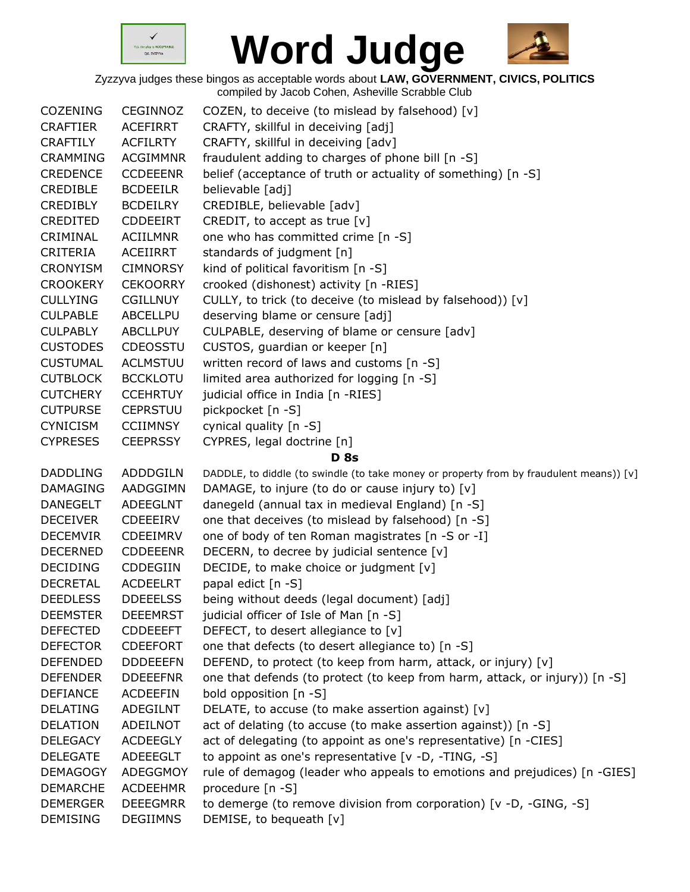# Word Judge

Zyzzyva judges these bingos as acceptable words about **LAW, GOVERNMENT, CIVICS, POLITICS**
compiled by Jacob Cohen, Asheville Scrabble Club

| | | |
|---|---|---|
| COZENING | CEGINNOZ | COZEN, to deceive (to mislead by falsehood) [v] |
| CRAFTIER | ACEFIRRT | CRAFTY, skillful in deceiving [adj] |
| CRAFTILY | ACFILRTY | CRAFTY, skillful in deceiving [adv] |
| CRAMMING | ACGIMMNR | fraudulent adding to charges of phone bill [n -S] |
| CREDENCE | CCDEEENR | belief (acceptance of truth or actuality of something) [n -S] |
| CREDIBLE | BCDEEILR | believable [adj] |
| CREDIBLY | BCDEILRY | CREDIBLE, believable [adv] |
| CREDITED | CDDEEIRT | CREDIT, to accept as true [v] |
| CRIMINAL | ACIILMNR | one who has committed crime [n -S] |
| CRITERIA | ACEIIRRT | standards of judgment [n] |
| CRONYISM | CIMNORSY | kind of political favoritism [n -S] |
| CROOKERY | CEKOORRY | crooked (dishonest) activity [n -RIES] |
| CULLYING | CGILLNUY | CULLY, to trick (to deceive (to mislead by falsehood)) [v] |
| CULPABLE | ABCELLPU | deserving blame or censure [adj] |
| CULPABLY | ABCLLPUY | CULPABLE, deserving of blame or censure [adv] |
| CUSTODES | CDEOSSTU | CUSTOS, guardian or keeper [n] |
| CUSTUMAL | ACLMSTUU | written record of laws and customs [n -S] |
| CUTBLOCK | BCCKLOTU | limited area authorized for logging [n -S] |
| CUTCHERY | CCEHRTUY | judicial office in India [n -RIES] |
| CUTPURSE | CEPRSTUU | pickpocket [n -S] |
| CYNICISM | CCIIMNSY | cynical quality [n -S] |
| CYPRESES | CEEPRSSY | CYPRES, legal doctrine [n] |

**D 8s**

| | | |
|---|---|---|
| DADDLING | ADDDGILN | DADDLE, to diddle (to swindle (to take money or property from by fraudulent means)) [v] |
| DAMAGING | AADGGIMN | DAMAGE, to injure (to do or cause injury to) [v] |
| DANEGELT | ADEEGLNT | danegeld (annual tax in medieval England) [n -S] |
| DECEIVER | CDEEEIRV | one that deceives (to mislead by falsehood) [n -S] |
| DECEMVIR | CDEEIMRV | one of body of ten Roman magistrates [n -S or -I] |
| DECERNED | CDDEEENR | DECERN, to decree by judicial sentence [v] |
| DECIDING | CDDEGIIN | DECIDE, to make choice or judgment [v] |
| DECRETAL | ACDEELRT | papal edict [n -S] |
| DEEDLESS | DDEEELSS | being without deeds (legal document) [adj] |
| DEEMSTER | DEEEMRST | judicial officer of Isle of Man [n -S] |
| DEFECTED | CDDEEEFT | DEFECT, to desert allegiance to [v] |
| DEFECTOR | CDEEFORT | one that defects (to desert allegiance to) [n -S] |
| DEFENDED | DDDEEEFN | DEFEND, to protect (to keep from harm, attack, or injury) [v] |
| DEFENDER | DDEEEFNR | one that defends (to protect (to keep from harm, attack, or injury)) [n -S] |
| DEFIANCE | ACDEEFIN | bold opposition [n -S] |
| DELATING | ADEGILNT | DELATE, to accuse (to make assertion against) [v] |
| DELATION | ADEILNOT | act of delating (to accuse (to make assertion against)) [n -S] |
| DELEGACY | ACDEEGLY | act of delegating (to appoint as one's representative) [n -CIES] |
| DELEGATE | ADEEEGLT | to appoint as one's representative [v -D, -TING, -S] |
| DEMAGOGY | ADEGGMOY | rule of demagog (leader who appeals to emotions and prejudices) [n -GIES] |
| DEMARCHE | ACDEEHMR | procedure [n -S] |
| DEMERGER | DEEEGMRR | to demerge (to remove division from corporation) [v -D, -GING, -S] |
| DEMISING | DEGIIMNS | DEMISE, to bequeath [v] |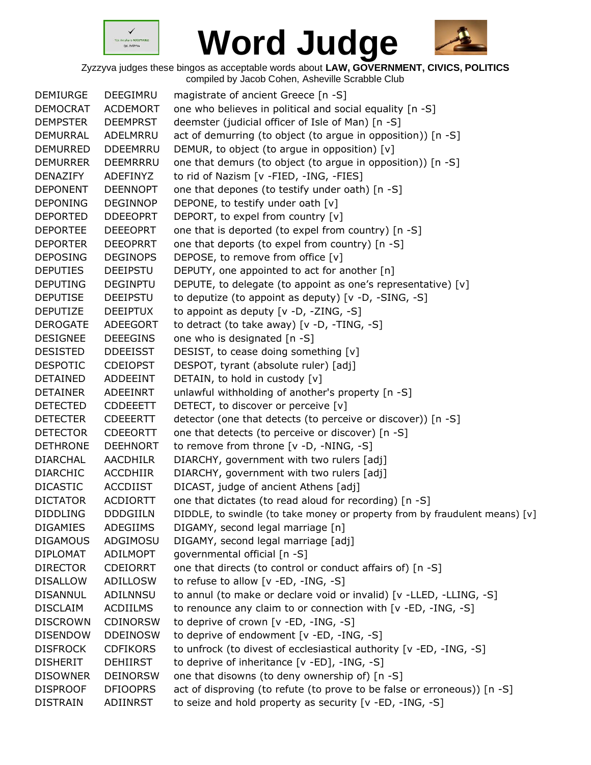# Word Judge

Zyzzyva judges these bingos as acceptable words about **LAW, GOVERNMENT, CIVICS, POLITICS**
compiled by Jacob Cohen, Asheville Scrabble Club

| | | |
|---|---|---|
| DEMIURGE | DEEGIMRU | magistrate of ancient Greece [n -S] |
| DEMOCRAT | ACDEMORT | one who believes in political and social equality [n -S] |
| DEMPSTER | DEEMPRST | deemster (judicial officer of Isle of Man) [n -S] |
| DEMURRAL | ADELMRRU | act of demurring (to object (to argue in opposition)) [n -S] |
| DEMURRED | DDEEMRRU | DEMUR, to object (to argue in opposition) [v] |
| DEMURRER | DEEMRRRU | one that demurs (to object (to argue in opposition)) [n -S] |
| DENAZIFY | ADEFINYZ | to rid of Nazism [v -FIED, -ING, -FIES] |
| DEPONENT | DEENNOPT | one that depones (to testify under oath) [n -S] |
| DEPONING | DEGINNOP | DEPONE, to testify under oath [v] |
| DEPORTED | DDEEOPRT | DEPORT, to expel from country [v] |
| DEPORTEE | DEEEOPRT | one that is deported (to expel from country) [n -S] |
| DEPORTER | DEEOPRRT | one that deports (to expel from country) [n -S] |
| DEPOSING | DEGINOPS | DEPOSE, to remove from office [v] |
| DEPUTIES | DEEIPSTU | DEPUTY, one appointed to act for another [n] |
| DEPUTING | DEGINPTU | DEPUTE, to delegate (to appoint as one's representative) [v] |
| DEPUTISE | DEEIPSTU | to deputize (to appoint as deputy) [v -D, -SING, -S] |
| DEPUTIZE | DEEIPTUX | to appoint as deputy [v -D, -ZING, -S] |
| DEROGATE | ADEEGORT | to detract (to take away) [v -D, -TING, -S] |
| DESIGNEE | DEEEGINS | one who is designated [n -S] |
| DESISTED | DDEEISST | DESIST, to cease doing something [v] |
| DESPOTIC | CDEIOPST | DESPOT, tyrant (absolute ruler) [adj] |
| DETAINED | ADDEEINT | DETAIN, to hold in custody [v] |
| DETAINER | ADEEINRT | unlawful withholding of another's property [n -S] |
| DETECTED | CDDEEETT | DETECT, to discover or perceive [v] |
| DETECTER | CDEEERTT | detector (one that detects (to perceive or discover)) [n -S] |
| DETECTOR | CDEEORTT | one that detects (to perceive or discover) [n -S] |
| DETHRONE | DEEHNORT | to remove from throne [v -D, -NING, -S] |
| DIARCHAL | AACDHILR | DIARCHY, government with two rulers [adj] |
| DIARCHIC | ACCDHIIR | DIARCHY, government with two rulers [adj] |
| DICASTIC | ACCDIIST | DICAST, judge of ancient Athens [adj] |
| DICTATOR | ACDIORTT | one that dictates (to read aloud for recording) [n -S] |
| DIDDLING | DDDGIILN | DIDDLE, to swindle (to take money or property from by fraudulent means) [v] |
| DIGAMIES | ADEGIIMS | DIGAMY, second legal marriage [n] |
| DIGAMOUS | ADGIMOSU | DIGAMY, second legal marriage [adj] |
| DIPLOMAT | ADILMOPT | governmental official [n -S] |
| DIRECTOR | CDEIORRT | one that directs (to control or conduct affairs of) [n -S] |
| DISALLOW | ADILLOSW | to refuse to allow [v -ED, -ING, -S] |
| DISANNUL | ADILNNSU | to annul (to make or declare void or invalid) [v -LLED, -LLING, -S] |
| DISCLAIM | ACDIILMS | to renounce any claim to or connection with [v -ED, -ING, -S] |
| DISCROWN | CDINORSW | to deprive of crown [v -ED, -ING, -S] |
| DISENDOW | DDEINOSW | to deprive of endowment [v -ED, -ING, -S] |
| DISFROCK | CDFIKORS | to unfrock (to divest of ecclesiastical authority [v -ED, -ING, -S] |
| DISHERIT | DEHIIRST | to deprive of inheritance [v -ED], -ING, -S] |
| DISOWNER | DEINORSW | one that disowns (to deny ownership of) [n -S] |
| DISPROOF | DFIOOPRS | act of disproving (to refute (to prove to be false or erroneous)) [n -S] |
| DISTRAIN | ADIINRST | to seize and hold property as security [v -ED, -ING, -S] |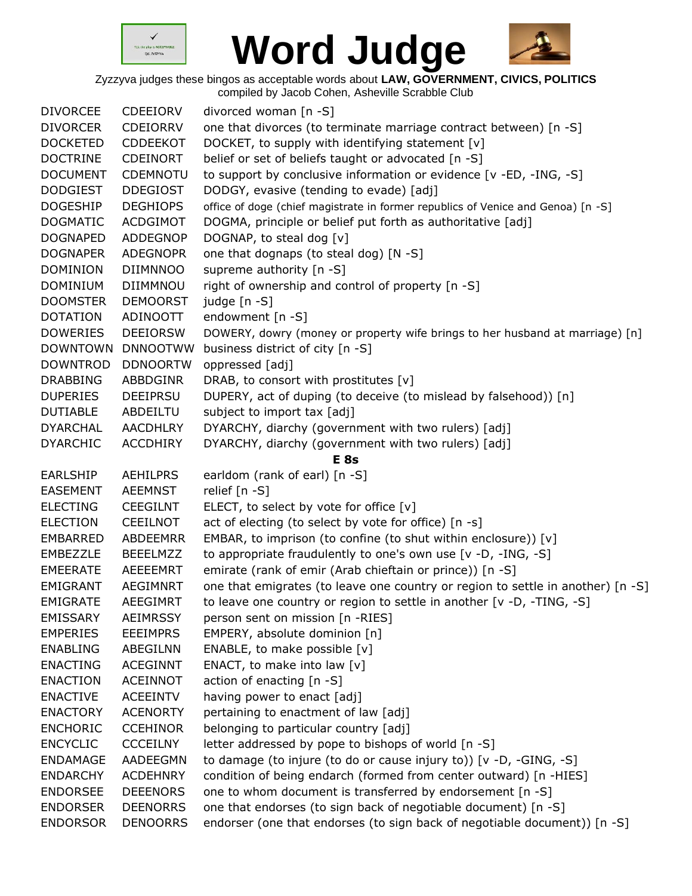# Word Judge

Zyzzyva judges these bingos as acceptable words about **LAW, GOVERNMENT, CIVICS, POLITICS**
compiled by Jacob Cohen, Asheville Scrabble Club

| | | |
|---|---|---|
| DIVORCEE | CDEEIORV | divorced woman [n -S] |
| DIVORCER | CDEIORRV | one that divorces (to terminate marriage contract between) [n -S] |
| DOCKETED | CDDEEKOT | DOCKET, to supply with identifying statement [v] |
| DOCTRINE | CDEINORT | belief or set of beliefs taught or advocated [n -S] |
| DOCUMENT | CDEMNOTU | to support by conclusive information or evidence [v -ED, -ING, -S] |
| DODGIEST | DDEGIOST | DODGY, evasive (tending to evade) [adj] |
| DOGESHIP | DEGHIOPS | office of doge (chief magistrate in former republics of Venice and Genoa) [n -S] |
| DOGMATIC | ACDGIMOT | DOGMA, principle or belief put forth as authoritative [adj] |
| DOGNAPED | ADDEGNOP | DOGNAP, to steal dog [v] |
| DOGNAPER | ADEGNOPR | one that dognaps (to steal dog) [N -S] |
| DOMINION | DIIMNNOO | supreme authority [n -S] |
| DOMINIUM | DIIMMNOU | right of ownership and control of property [n -S] |
| DOOMSTER | DEMOORST | judge [n -S] |
| DOTATION | ADINOOTT | endowment [n -S] |
| DOWERIES | DEEIORSW | DOWERY, dowry (money or property wife brings to her husband at marriage) [n] |
| DOWNTOWN | DNNOOTWW | business district of city [n -S] |
| DOWNTROD | DDNOORTW | oppressed [adj] |
| DRABBING | ABBDGINR | DRAB, to consort with prostitutes [v] |
| DUPERIES | DEEIPRSU | DUPERY, act of duping (to deceive (to mislead by falsehood)) [n] |
| DUTIABLE | ABDEILTU | subject to import tax [adj] |
| DYARCHAL | AACDHLRY | DYARCHY, diarchy (government with two rulers) [adj] |
| DYARCHIC | ACCDHIRY | DYARCHY, diarchy (government with two rulers) [adj] |

**E 8s**

| | | |
|---|---|---|
| EARLSHIP | AEHILPRS | earldom (rank of earl) [n -S] |
| EASEMENT | AEEMNST | relief [n -S] |
| ELECTING | CEEGILNT | ELECT, to select by vote for office [v] |
| ELECTION | CEEILNOT | act of electing (to select by vote for office) [n -s] |
| EMBARRED | ABDEEMRR | EMBAR, to imprison (to confine (to shut within enclosure)) [v] |
| EMBEZZLE | BEEELMZZ | to appropriate fraudulently to one's own use [v -D, -ING, -S] |
| EMEERATE | AEEEEMRT | emirate (rank of emir (Arab chieftain or prince)) [n -S] |
| EMIGRANT | AEGIMNRT | one that emigrates (to leave one country or region to settle in another) [n -S] |
| EMIGRATE | AEEGIMRT | to leave one country or region to settle in another [v -D, -TING, -S] |
| EMISSARY | AEIMRSSY | person sent on mission [n -RIES] |
| EMPERIES | EEEIMPRS | EMPERY, absolute dominion [n] |
| ENABLING | ABEGILNN | ENABLE, to make possible [v] |
| ENACTING | ACEGINNT | ENACT, to make into law [v] |
| ENACTION | ACEINNOT | action of enacting [n -S] |
| ENACTIVE | ACEEINTV | having power to enact [adj] |
| ENACTORY | ACENORTY | pertaining to enactment of law [adj] |
| ENCHORIC | CCEHINOR | belonging to particular country [adj] |
| ENCYCLIC | CCCEILNY | letter addressed by pope to bishops of world [n -S] |
| ENDAMAGE | AADEEGMN | to damage (to injure (to do or cause injury to)) [v -D, -GING, -S] |
| ENDARCHY | ACDEHNRY | condition of being endarch (formed from center outward) [n -HIES] |
| ENDORSEE | DEEENORS | one to whom document is transferred by endorsement [n -S] |
| ENDORSER | DEENORRS | one that endorses (to sign back of negotiable document) [n -S] |
| ENDORSOR | DENOORRS | endorser (one that endorses (to sign back of negotiable document)) [n -S] |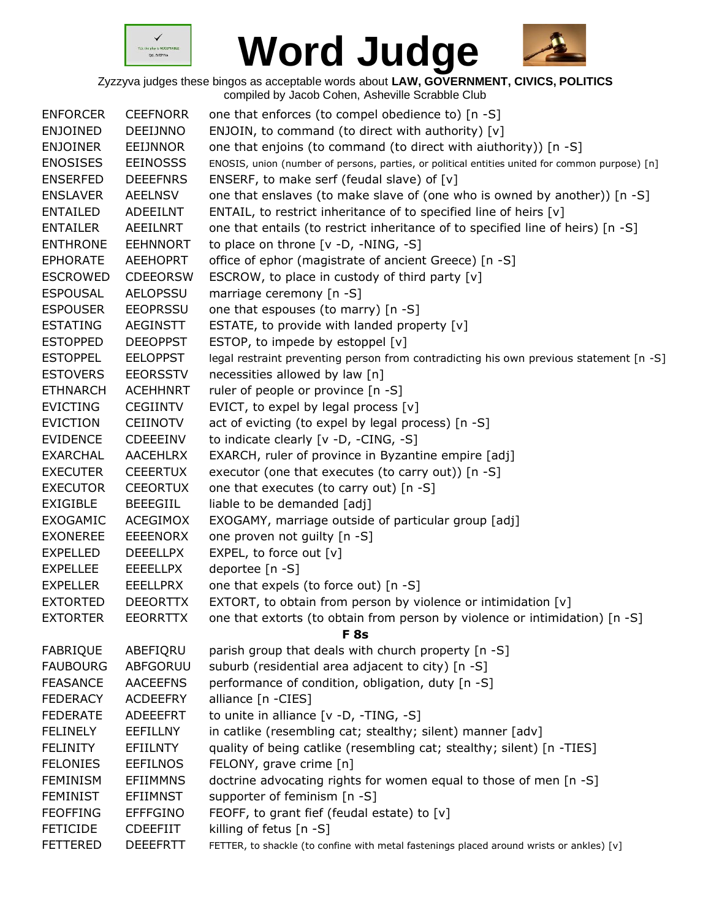# Word Judge

Zyzzyva judges these bingos as acceptable words about **LAW, GOVERNMENT, CIVICS, POLITICS**
compiled by Jacob Cohen, Asheville Scrabble Club

| | | |
|---|---|---|
| ENFORCER | CEEFNORR | one that enforces (to compel obedience to) [n -S] |
| ENJOINED | DEEIJNNO | ENJOIN, to command (to direct with authority) [v] |
| ENJOINER | EEIJNNOR | one that enjoins (to command (to direct with aiuthority)) [n -S] |
| ENOSISES | EEINOSSS | ENOSIS, union (number of persons, parties, or political entities united for common purpose) [n] |
| ENSERFED | DEEEFNRS | ENSERF, to make serf (feudal slave) of [v] |
| ENSLAVER | AEELNSV | one that enslaves (to make slave of (one who is owned by another)) [n -S] |
| ENTAILED | ADEEILNT | ENTAIL, to restrict inheritance of to specified line of heirs [v] |
| ENTAILER | AEEILNRT | one that entails (to restrict inheritance of to specified line of heirs) [n -S] |
| ENTHRONE | EEHNNORT | to place on throne [v -D, -NING, -S] |
| EPHORATE | AEEHOPRT | office of ephor (magistrate of ancient Greece) [n -S] |
| ESCROWED | CDEEORSW | ESCROW, to place in custody of third party [v] |
| ESPOUSAL | AELOPSSU | marriage ceremony [n -S] |
| ESPOUSER | EEOPRSSU | one that espouses (to marry) [n -S] |
| ESTATING | AEGINSTT | ESTATE, to provide with landed property [v] |
| ESTOPPED | DEEOPPST | ESTOP, to impede by estoppel [v] |
| ESTOPPEL | EELOPPST | legal restraint preventing person from contradicting his own previous statement [n -S] |
| ESTOVERS | EEORSSTV | necessities allowed by law [n] |
| ETHNARCH | ACEHHNRT | ruler of people or province [n -S] |
| EVICTING | CEGIINTV | EVICT, to expel by legal process [v] |
| EVICTION | CEIINOTV | act of evicting (to expel by legal process) [n -S] |
| EVIDENCE | CDEEEINV | to indicate clearly [v -D, -CING, -S] |
| EXARCHAL | AACEHLRX | EXARCH, ruler of province in Byzantine empire [adj] |
| EXECUTER | CEEERTUX | executor (one that executes (to carry out)) [n -S] |
| EXECUTOR | CEEORTUX | one that executes (to carry out) [n -S] |
| EXIGIBLE | BEEEGIIL | liable to be demanded [adj] |
| EXOGAMIC | ACEGIMOX | EXOGAMY, marriage outside of particular group [adj] |
| EXONEREE | EEEENORX | one proven not guilty [n -S] |
| EXPELLED | DEEELLPX | EXPEL, to force out [v] |
| EXPELLEE | EEEELLPX | deportee [n -S] |
| EXPELLER | EEELLPRX | one that expels (to force out) [n -S] |
| EXTORTED | DEEORTTX | EXTORT, to obtain from person by violence or intimidation [v] |
| EXTORTER | EEORRTTX | one that extorts (to obtain from person by violence or intimidation) [n -S] |

**F 8s**

| | | |
|---|---|---|
| FABRIQUE | ABEFIQRU | parish group that deals with church property [n -S] |
| FAUBOURG | ABFGORUU | suburb (residential area adjacent to city) [n -S] |
| FEASANCE | AACEEFNS | performance of condition, obligation, duty [n -S] |
| FEDERACY | ACDEEFRY | alliance [n -CIES] |
| FEDERATE | ADEEEFRT | to unite in alliance [v -D, -TING, -S] |
| FELINELY | EEFILLNY | in catlike (resembling cat; stealthy; silent) manner [adv] |
| FELINITY | EFIILNTY | quality of being catlike (resembling cat; stealthy; silent) [n -TIES] |
| FELONIES | EEFILNOS | FELONY, grave crime [n] |
| FEMINISM | EFIIMMNS | doctrine advocating rights for women equal to those of men [n -S] |
| FEMINIST | EFIIMNST | supporter of feminism [n -S] |
| FEOFFING | EFFFGINO | FEOFF, to grant fief (feudal estate) to [v] |
| FETICIDE | CDEEFIIT | killing of fetus [n -S] |
| FETTERED | DEEEFRTT | FETTER, to shackle (to confine with metal fastenings placed around wrists or ankles) [v] |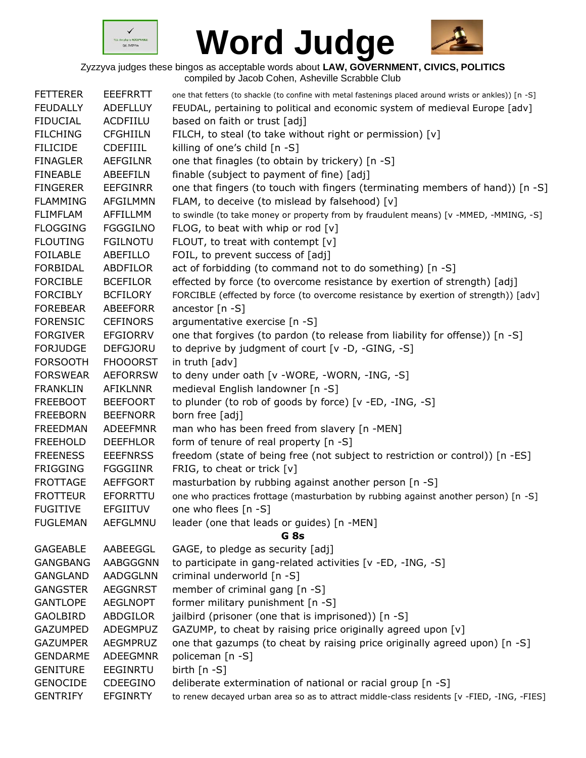# Word Judge

Zyzzyva judges these bingos as acceptable words about **LAW, GOVERNMENT, CIVICS, POLITICS**
compiled by Jacob Cohen, Asheville Scrabble Club

| | | |
|---|---|---|
| FETTERER | EEEFRRTT | one that fetters (to shackle (to confine with metal fastenings placed around wrists or ankles)) [n -S] |
| FEUDALLY | ADEFLLUY | FEUDAL, pertaining to political and economic system of medieval Europe [adv] |
| FIDUCIAL | ACDFIILU | based on faith or trust [adj] |
| FILCHING | CFGHIILN | FILCH, to steal (to take without right or permission) [v] |
| FILICIDE | CDEFIIIL | killing of one's child [n -S] |
| FINAGLER | AEFGILNR | one that finagles (to obtain by trickery) [n -S] |
| FINEABLE | ABEEFILN | finable (subject to payment of fine) [adj] |
| FINGERER | EEFGINRR | one that fingers (to touch with fingers (terminating members of hand)) [n -S] |
| FLAMMING | AFGILMMN | FLAM, to deceive (to mislead by falsehood) [v] |
| FLIMFLAM | AFFILLMM | to swindle (to take money or property from by fraudulent means) [v -MMED, -MMING, -S] |
| FLOGGING | FGGGILNO | FLOG, to beat with whip or rod [v] |
| FLOUTING | FGILNOTU | FLOUT, to treat with contempt [v] |
| FOILABLE | ABEFILLO | FOIL, to prevent success of [adj] |
| FORBIDAL | ABDFILOR | act of forbidding (to command not to do something) [n -S] |
| FORCIBLE | BCEFILOR | effected by force (to overcome resistance by exertion of strength) [adj] |
| FORCIBLY | BCFILORY | FORCIBLE (effected by force (to overcome resistance by exertion of strength)) [adv] |
| FOREBEAR | ABEEFORR | ancestor [n -S] |
| FORENSIC | CEFINORS | argumentative exercise [n -S] |
| FORGIVER | EFGIORRV | one that forgives (to pardon (to release from liability for offense)) [n -S] |
| FORJUDGE | DEFGJORU | to deprive by judgment of court [v -D, -GING, -S] |
| FORSOOTH | FHOOORST | in truth [adv] |
| FORSWEAR | AEFORRSW | to deny under oath [v -WORE, -WORN, -ING, -S] |
| FRANKLIN | AFIKLNNR | medieval English landowner [n -S] |
| FREEBOOT | BEEFOORT | to plunder (to rob of goods by force) [v -ED, -ING, -S] |
| FREEBORN | BEEFNORR | born free [adj] |
| FREEDMAN | ADEEFMNR | man who has been freed from slavery [n -MEN] |
| FREEHOLD | DEEFHLOR | form of tenure of real property [n -S] |
| FREENESS | EEEFNRSS | freedom (state of being free (not subject to restriction or control)) [n -ES] |
| FRIGGING | FGGGIINR | FRIG, to cheat or trick [v] |
| FROTTAGE | AEFFGORT | masturbation by rubbing against another person [n -S] |
| FROTTEUR | EFORRTTU | one who practices frottage (masturbation by rubbing against another person) [n -S] |
| FUGITIVE | EFGIITUV | one who flees [n -S] |
| FUGLEMAN | AEFGLMNU | leader (one that leads or guides) [n -MEN] |

**G 8s**

| | | |
|---|---|---|
| GAGEABLE | AABEEGGL | GAGE, to pledge as security [adj] |
| GANGBANG | AABGGGNN | to participate in gang-related activities [v -ED, -ING, -S] |
| GANGLAND | AADGGLNN | criminal underworld [n -S] |
| GANGSTER | AEGGNRST | member of criminal gang [n -S] |
| GANTLOPE | AEGLNOPT | former military punishment [n -S] |
| GAOLBIRD | ABDGILOR | jailbird (prisoner (one that is imprisoned)) [n -S] |
| GAZUMPED | ADEGMPUZ | GAZUMP, to cheat by raising price originally agreed upon [v] |
| GAZUMPER | AEGMPRUZ | one that gazumps (to cheat by raising price originally agreed upon) [n -S] |
| GENDARME | ADEEGMNR | policeman [n -S] |
| GENITURE | EEGINRTU | birth [n -S] |
| GENOCIDE | CDEEGINO | deliberate extermination of national or racial group [n -S] |
| GENTRIFY | EFGINRTY | to renew decayed urban area so as to attract middle-class residents [v -FIED, -ING, -FIES] |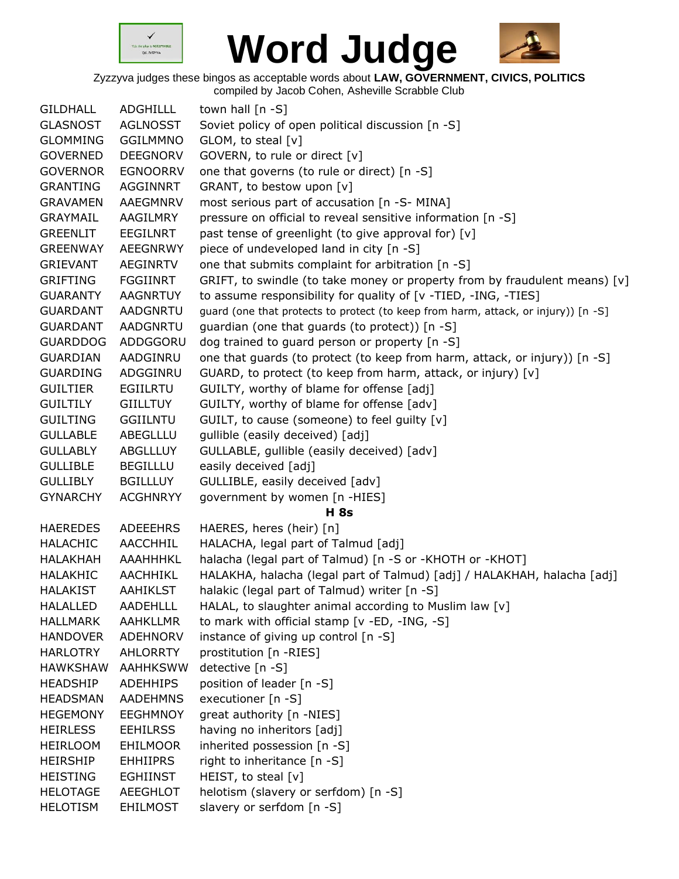# Word Judge

Zyzzyva judges these bingos as acceptable words about **LAW, GOVERNMENT, CIVICS, POLITICS**
compiled by Jacob Cohen, Asheville Scrabble Club

| | | |
|---|---|---|
| GILDHALL | ADGHILLL | town hall [n -S] |
| GLASNOST | AGLNOSST | Soviet policy of open political discussion [n -S] |
| GLOMMING | GGILMMNO | GLOM, to steal [v] |
| GOVERNED | DEEGNORV | GOVERN, to rule or direct [v] |
| GOVERNOR | EGNOORRV | one that governs (to rule or direct) [n -S] |
| GRANTING | AGGINNRT | GRANT, to bestow upon [v] |
| GRAVAMEN | AAEGMNRV | most serious part of accusation [n -S- MINA] |
| GRAYMAIL | AAGILMRY | pressure on official to reveal sensitive information [n -S] |
| GREENLIT | EEGILNRT | past tense of greenlight (to give approval for) [v] |
| GREENWAY | AEEGNRWY | piece of undeveloped land in city [n -S] |
| GRIEVANT | AEGINRTV | one that submits complaint for arbitration [n -S] |
| GRIFTING | FGGIINRT | GRIFT, to swindle (to take money or property from by fraudulent means) [v] |
| GUARANTY | AAGNRTUY | to assume responsibility for quality of [v -TIED, -ING, -TIES] |
| GUARDANT | AADGNRTU | guard (one that protects to protect (to keep from harm, attack, or injury)) [n -S] |
| GUARDANT | AADGNRTU | guardian (one that guards (to protect)) [n -S] |
| GUARDDOG | ADDGGORU | dog trained to guard person or property [n -S] |
| GUARDIAN | AADGINRU | one that guards (to protect (to keep from harm, attack, or injury)) [n -S] |
| GUARDING | ADGGINRU | GUARD, to protect (to keep from harm, attack, or injury) [v] |
| GUILTIER | EGIILRTU | GUILTY, worthy of blame for offense [adj] |
| GUILTILY | GIILLTUY | GUILTY, worthy of blame for offense [adv] |
| GUILTING | GGIILNTU | GUILT, to cause (someone) to feel guilty [v] |
| GULLABLE | ABEGLLLU | gullible (easily deceived) [adj] |
| GULLABLY | ABGLLLUY | GULLABLE, gullible (easily deceived) [adv] |
| GULLIBLE | BEGILLLU | easily deceived [adj] |
| GULLIBLY | BGILLLUY | GULLIBLE, easily deceived [adv] |
| GYNARCHY | ACGHNRYY | government by women [n -HIES] |

**H 8s**

| | | |
|---|---|---|
| HAEREDES | ADEEEHRS | HAERES, heres (heir) [n] |
| HALACHIC | AACCHHIL | HALACHA, legal part of Talmud [adj] |
| HALAKHAH | AAAHHHKL | halacha (legal part of Talmud) [n -S or -KHOTH or -KHOT] |
| HALAKHIC | AACHHIKL | HALAKHA, halacha (legal part of Talmud) [adj] / HALAKHAH, halacha [adj] |
| HALAKIST | AAHIKLST | halakic (legal part of Talmud) writer [n -S] |
| HALALLED | AADEHLLL | HALAL, to slaughter animal according to Muslim law [v] |
| HALLMARK | AAHKLLMR | to mark with official stamp [v -ED, -ING, -S] |
| HANDOVER | ADEHNORV | instance of giving up control [n -S] |
| HARLOTRY | AHLORRTY | prostitution [n -RIES] |
| HAWKSHAW | AAHHKSWW | detective [n -S] |
| HEADSHIP | ADEHHIPS | position of leader [n -S] |
| HEADSMAN | AADEHMNS | executioner [n -S] |
| HEGEMONY | EEGHMNOY | great authority [n -NIES] |
| HEIRLESS | EEHILRSS | having no inheritors [adj] |
| HEIRLOOM | EHILMOOR | inherited possession [n -S] |
| HEIRSHIP | EHHIIPRS | right to inheritance [n -S] |
| HEISTING | EGHIINST | HEIST, to steal [v] |
| HELOTAGE | AEEGHLOT | helotism (slavery or serfdom) [n -S] |
| HELOTISM | EHILMOST | slavery or serfdom [n -S] |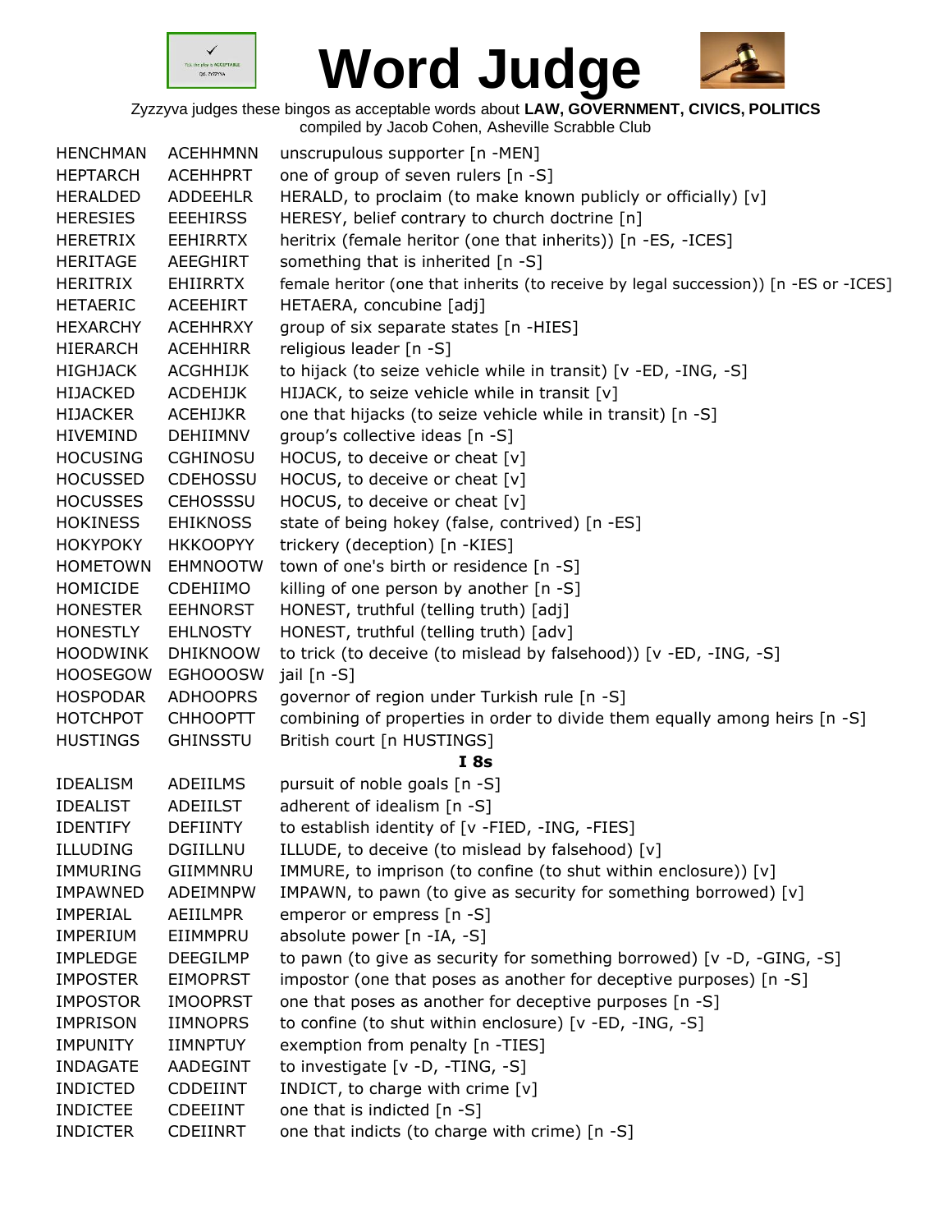# Word Judge

Zyzzyva judges these bingos as acceptable words about **LAW, GOVERNMENT, CIVICS, POLITICS**
compiled by Jacob Cohen, Asheville Scrabble Club

| | | |
|---|---|---|
| HENCHMAN | ACEHHMNN | unscrupulous supporter [n -MEN] |
| HEPTARCH | ACEHHPRT | one of group of seven rulers [n -S] |
| HERALDED | ADDEEHLR | HERALD, to proclaim (to make known publicly or officially) [v] |
| HERESIES | EEEHIRSS | HERESY, belief contrary to church doctrine [n] |
| HERETRIX | EEHIRRTX | heritrix (female heritor (one that inherits)) [n -ES, -ICES] |
| HERITAGE | AEEGHIRT | something that is inherited [n -S] |
| HERITRIX | EHIIRRTX | female heritor (one that inherits (to receive by legal succession)) [n -ES or -ICES] |
| HETAERIC | ACEEHIRT | HETAERA, concubine [adj] |
| HEXARCHY | ACEHHRXY | group of six separate states [n -HIES] |
| HIERARCH | ACEHHIRR | religious leader [n -S] |
| HIGHJACK | ACGHHIJK | to hijack (to seize vehicle while in transit) [v -ED, -ING, -S] |
| HIJACKED | ACDEHIJK | HIJACK, to seize vehicle while in transit [v] |
| HIJACKER | ACEHIJKR | one that hijacks (to seize vehicle while in transit) [n -S] |
| HIVEMIND | DEHIIMNV | group's collective ideas [n -S] |
| HOCUSING | CGHINOSU | HOCUS, to deceive or cheat [v] |
| HOCUSSED | CDEHOSSU | HOCUS, to deceive or cheat [v] |
| HOCUSSES | CEHOSSSU | HOCUS, to deceive or cheat [v] |
| HOKINESS | EHIKNOSS | state of being hokey (false, contrived) [n -ES] |
| HOKYPOKY | HKKOOPYY | trickery (deception) [n -KIES] |
| HOMETOWN | EHMNOOTW | town of one's birth or residence [n -S] |
| HOMICIDE | CDEHIIMO | killing of one person by another [n -S] |
| HONESTER | EEHNORST | HONEST, truthful (telling truth) [adj] |
| HONESTLY | EHLNOSTY | HONEST, truthful (telling truth) [adv] |
| HOODWINK | DHIKNOOW | to trick (to deceive (to mislead by falsehood)) [v -ED, -ING, -S] |
| HOOSEGOW | EGHOOOSW | jail [n -S] |
| HOSPODAR | ADHOOPRS | governor of region under Turkish rule [n -S] |
| HOTCHPOT | CHHOOPTT | combining of properties in order to divide them equally among heirs [n -S] |
| HUSTINGS | GHINSSTU | British court [n HUSTINGS] |

### I 8s

| | | |
|---|---|---|
| IDEALISM | ADEIILMS | pursuit of noble goals [n -S] |
| IDEALIST | ADEIILST | adherent of idealism [n -S] |
| IDENTIFY | DEFIINTY | to establish identity of [v -FIED, -ING, -FIES] |
| ILLUDING | DGIILLNU | ILLUDE, to deceive (to mislead by falsehood) [v] |
| IMMURING | GIIMMNRU | IMMURE, to imprison (to confine (to shut within enclosure)) [v] |
| IMPAWNED | ADEIMNPW | IMPAWN, to pawn (to give as security for something borrowed) [v] |
| IMPERIAL | AEIILMPR | emperor or empress [n -S] |
| IMPERIUM | EIIMMPRU | absolute power [n -IA, -S] |
| IMPLEDGE | DEEGILMP | to pawn (to give as security for something borrowed) [v -D, -GING, -S] |
| IMPOSTER | EIMOPRST | impostor (one that poses as another for deceptive purposes) [n -S] |
| IMPOSTOR | IMOOPRST | one that poses as another for deceptive purposes [n -S] |
| IMPRISON | IIMNOPRS | to confine (to shut within enclosure) [v -ED, -ING, -S] |
| IMPUNITY | IIMNPTUY | exemption from penalty [n -TIES] |
| INDAGATE | AADEGINT | to investigate [v -D, -TING, -S] |
| INDICTED | CDDEIINT | INDICT, to charge with crime [v] |
| INDICTEE | CDEEIINT | one that is indicted [n -S] |
| INDICTER | CDEIINRT | one that indicts (to charge with crime) [n -S] |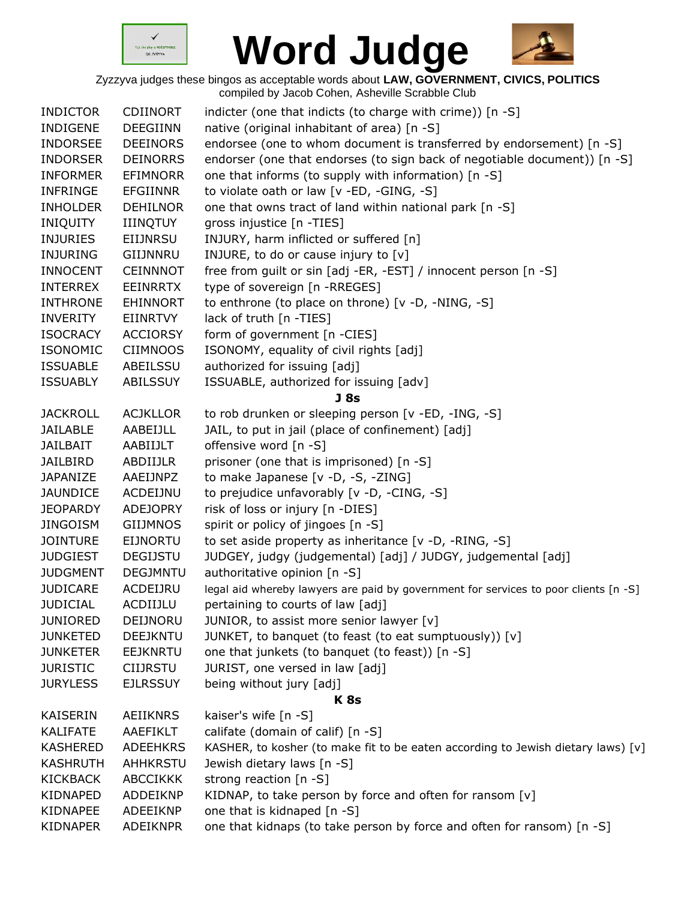# Word Judge

Zyzzyva judges these bingos as acceptable words about **LAW, GOVERNMENT, CIVICS, POLITICS**
compiled by Jacob Cohen, Asheville Scrabble Club

| | | |
|---|---|---|
| INDICTOR | CDIINORT | indicter (one that indicts (to charge with crime)) [n -S] |
| INDIGENE | DEEGIINN | native (original inhabitant of area) [n -S] |
| INDORSEE | DEEINORS | endorsee (one to whom document is transferred by endorsement) [n -S] |
| INDORSER | DEINORRS | endorser (one that endorses (to sign back of negotiable document)) [n -S] |
| INFORMER | EFIMNORR | one that informs (to supply with information) [n -S] |
| INFRINGE | EFGIINNR | to violate oath or law [v -ED, -GING, -S] |
| INHOLDER | DEHILNOR | one that owns tract of land within national park [n -S] |
| INIQUITY | IIINQTUY | gross injustice [n -TIES] |
| INJURIES | EIIJNRSU | INJURY, harm inflicted or suffered [n] |
| INJURING | GIIJNNRU | INJURE, to do or cause injury to [v] |
| INNOCENT | CEINNNOT | free from guilt or sin [adj -ER, -EST] / innocent person [n -S] |
| INTERREX | EEINRRTX | type of sovereign [n -RREGES] |
| INTHRONE | EHINNORT | to enthrone (to place on throne) [v -D, -NING, -S] |
| INVERITY | EIINRTVY | lack of truth [n -TIES] |
| ISOCRACY | ACCIORSY | form of government [n -CIES] |
| ISONOMIC | CIIMNOOS | ISONOMY, equality of civil rights [adj] |
| ISSUABLE | ABEILSSU | authorized for issuing [adj] |
| ISSUABLY | ABILSSUY | ISSUABLE, authorized for issuing [adv] |

**J 8s**

| | | |
|---|---|---|
| JACKROLL | ACJKLLOR | to rob drunken or sleeping person [v -ED, -ING, -S] |
| JAILABLE | AABEIJLL | JAIL, to put in jail (place of confinement) [adj] |
| JAILBAIT | AABIIJLT | offensive word [n -S] |
| JAILBIRD | ABDIIJLR | prisoner (one that is imprisoned) [n -S] |
| JAPANIZE | AAEIJNPZ | to make Japanese [v -D, -S, -ZING] |
| JAUNDICE | ACDEIJNU | to prejudice unfavorably [v -D, -CING, -S] |
| JEOPARDY | ADEJOPRY | risk of loss or injury [n -DIES] |
| JINGOISM | GIIJMNOS | spirit or policy of jingoes [n -S] |
| JOINTURE | EIJNORTU | to set aside property as inheritance [v -D, -RING, -S] |
| JUDGIEST | DEGIJSTU | JUDGEY, judgy (judgemental) [adj] / JUDGY, judgemental [adj] |
| JUDGMENT | DEGJMNTU | authoritative opinion [n -S] |
| JUDICARE | ACDEIJRU | legal aid whereby lawyers are paid by government for services to poor clients [n -S] |
| JUDICIAL | ACDIIJLU | pertaining to courts of law [adj] |
| JUNIORED | DEIJNORU | JUNIOR, to assist more senior lawyer [v] |
| JUNKETED | DEEJKNTU | JUNKET, to banquet (to feast (to eat sumptuously)) [v] |
| JUNKETER | EEJKNRTU | one that junkets (to banquet (to feast)) [n -S] |
| JURISTIC | CIIJRSTU | JURIST, one versed in law [adj] |
| JURYLESS | EJLRSSUY | being without jury [adj] |

**K 8s**

| | | |
|---|---|---|
| KAISERIN | AEIIKNRS | kaiser's wife [n -S] |
| KALIFATE | AAEFIKLT | califate (domain of calif) [n -S] |
| KASHERED | ADEEHKRS | KASHER, to kosher (to make fit to be eaten according to Jewish dietary laws) [v] |
| KASHRUTH | AHHKRSTU | Jewish dietary laws [n -S] |
| KICKBACK | ABCCIKKK | strong reaction [n -S] |
| KIDNAPED | ADDEIKNP | KIDNAP, to take person by force and often for ransom [v] |
| KIDNAPEE | ADEEIKNP | one that is kidnaped [n -S] |
| KIDNAPER | ADEIKNPR | one that kidnaps (to take person by force and often for ransom) [n -S] |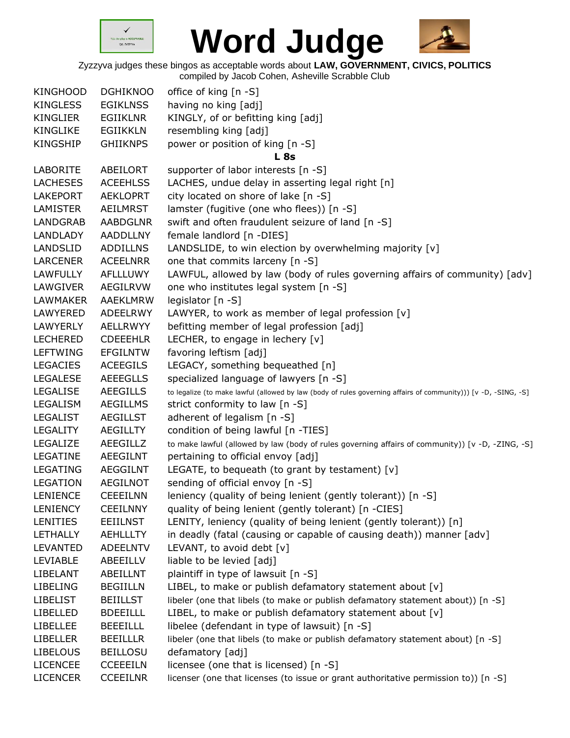# Word Judge

Zyzzyva judges these bingos as acceptable words about **LAW, GOVERNMENT, CIVICS, POLITICS**
compiled by Jacob Cohen, Asheville Scrabble Club

| | | |
|---|---|---|
| KINGHOOD | DGHIKNOO | office of king [n -S] |
| KINGLESS | EGIKLNSS | having no king [adj] |
| KINGLIER | EGIIKLNR | KINGLY, of or befitting king [adj] |
| KINGLIKE | EGIIKKLN | resembling king [adj] |
| KINGSHIP | GHIIKNPS | power or position of king [n -S] |
| | | **L 8s** |
| LABORITE | ABEILORT | supporter of labor interests [n -S] |
| LACHESES | ACEEHLSS | LACHES, undue delay in asserting legal right [n] |
| LAKEPORT | AEKLOPRT | city located on shore of lake [n -S] |
| LAMISTER | AEILMRST | lamster (fugitive (one who flees)) [n -S] |
| LANDGRAB | AABDGLNR | swift and often fraudulent seizure of land [n -S] |
| LANDLADY | AADDLLNY | female landlord [n -DIES] |
| LANDSLID | ADDILLNS | LANDSLIDE, to win election by overwhelming majority [v] |
| LARCENER | ACEELNRR | one that commits larceny [n -S] |
| LAWFULLY | AFLLLUWY | LAWFUL, allowed by law (body of rules governing affairs of community) [adv] |
| LAWGIVER | AEGILRVW | one who institutes legal system [n -S] |
| LAWMAKER | AAEKLMRW | legislator [n -S] |
| LAWYERED | ADEELRWY | LAWYER, to work as member of legal profession [v] |
| LAWYERLY | AELLRWYY | befitting member of legal profession [adj] |
| LECHERED | CDEEEHLR | LECHER, to engage in lechery [v] |
| LEFTWING | EFGILNTW | favoring leftism [adj] |
| LEGACIES | ACEEGILS | LEGACY, something bequeathed [n] |
| LEGALESE | AEEEGLLS | specialized language of lawyers [n -S] |
| LEGALISE | AEEGILLS | to legalize (to make lawful (allowed by law (body of rules governing affairs of community))) [v -D, -SING, -S] |
| LEGALISM | AEGILLMS | strict conformity to law [n -S] |
| LEGALIST | AEGILLST | adherent of legalism [n -S] |
| LEGALITY | AEGILLTY | condition of being lawful [n -TIES] |
| LEGALIZE | AEEGILLZ | to make lawful (allowed by law (body of rules governing affairs of community)) [v -D, -ZING, -S] |
| LEGATINE | AEEGILNT | pertaining to official envoy [adj] |
| LEGATING | AEGGILNT | LEGATE, to bequeath (to grant by testament) [v] |
| LEGATION | AEGILNOT | sending of official envoy [n -S] |
| LENIENCE | CEEEILNN | leniency (quality of being lenient (gently tolerant)) [n -S] |
| LENIENCY | CEEILNNY | quality of being lenient (gently tolerant) [n -CIES] |
| LENITIES | EEIILNST | LENITY, leniency (quality of being lenient (gently tolerant)) [n] |
| LETHALLY | AEHLLLTY | in deadly (fatal (causing or capable of causing death)) manner [adv] |
| LEVANTED | ADEELNTV | LEVANT, to avoid debt [v] |
| LEVIABLE | ABEEILLV | liable to be levied [adj] |
| LIBELANT | ABEILLNT | plaintiff in type of lawsuit [n -S] |
| LIBELING | BEGIILLN | LIBEL, to make or publish defamatory statement about [v] |
| LIBELIST | BEIILLST | libeler (one that libels (to make or publish defamatory statement about)) [n -S] |
| LIBELLED | BDEEILLL | LIBEL, to make or publish defamatory statement about [v] |
| LIBELLEE | BEEEILLL | libelee (defendant in type of lawsuit) [n -S] |
| LIBELLER | BEEILLLR | libeler (one that libels (to make or publish defamatory statement about) [n -S] |
| LIBELOUS | BEILLOSU | defamatory [adj] |
| LICENCEE | CCEEEILN | licensee (one that is licensed) [n -S] |
| LICENCER | CCEEILNR | licenser (one that licenses (to issue or grant authoritative permission to)) [n -S] |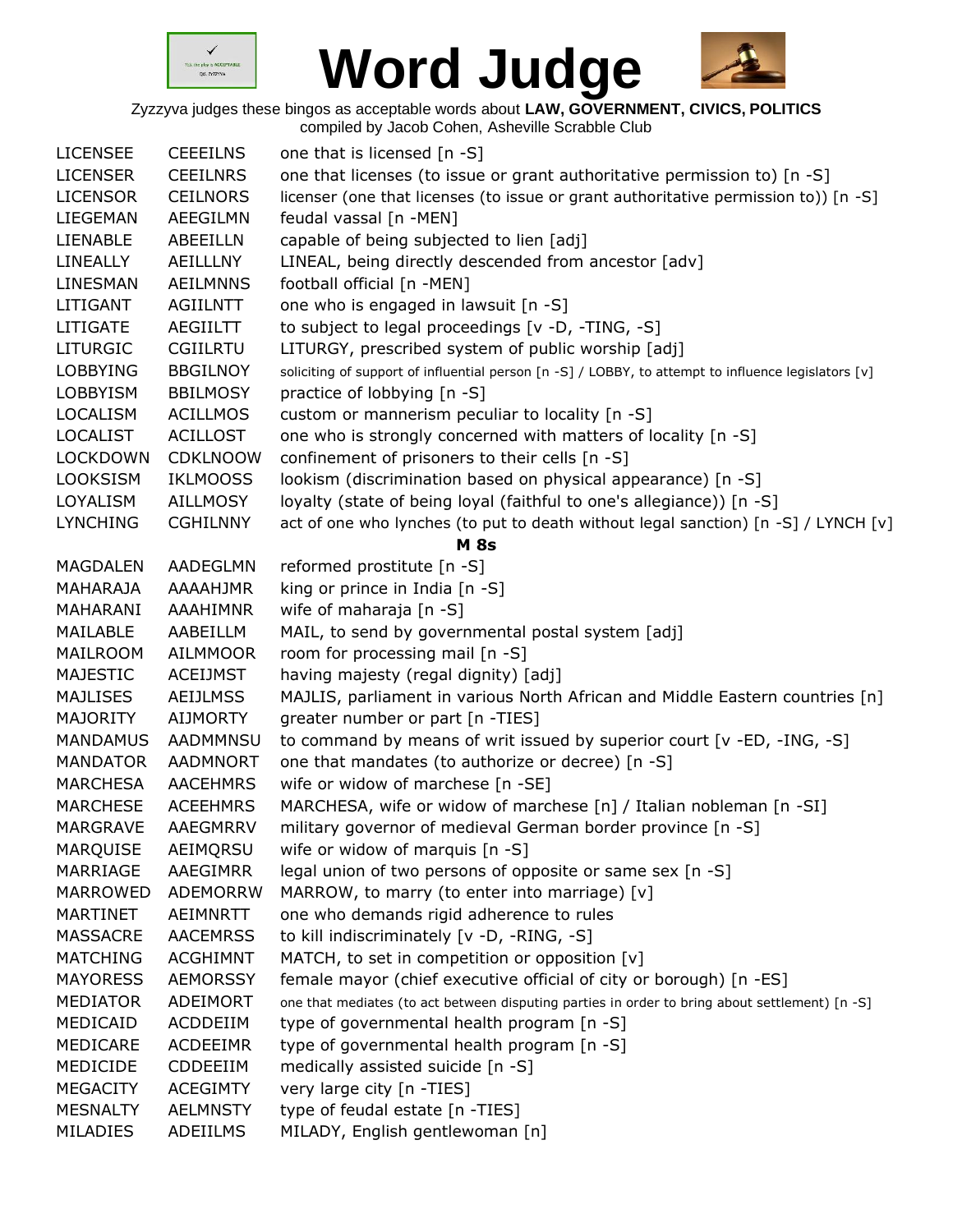# Word Judge

Zyzzyva judges these bingos as acceptable words about **LAW, GOVERNMENT, CIVICS, POLITICS**
compiled by Jacob Cohen, Asheville Scrabble Club

| | | |
|---|---|---|
| LICENSEE | CEEEILNS | one that is licensed [n -S] |
| LICENSER | CEEILNRS | one that licenses (to issue or grant authoritative permission to) [n -S] |
| LICENSOR | CEILNORS | licenser (one that licenses (to issue or grant authoritative permission to)) [n -S] |
| LIEGEMAN | AEEGILMN | feudal vassal [n -MEN] |
| LIENABLE | ABEEILLN | capable of being subjected to lien [adj] |
| LINEALLY | AEILLLNY | LINEAL, being directly descended from ancestor [adv] |
| LINESMAN | AEILMNNS | football official [n -MEN] |
| LITIGANT | AGIILNTT | one who is engaged in lawsuit [n -S] |
| LITIGATE | AEGIILTT | to subject to legal proceedings [v -D, -TING, -S] |
| LITURGIC | CGIILRTU | LITURGY, prescribed system of public worship [adj] |
| LOBBYING | BBGILNOY | soliciting of support of influential person [n -S] / LOBBY, to attempt to influence legislators [v] |
| LOBBYISM | BBILMOSY | practice of lobbying [n -S] |
| LOCALISM | ACILLMOS | custom or mannerism peculiar to locality [n -S] |
| LOCALIST | ACILLOST | one who is strongly concerned with matters of locality [n -S] |
| LOCKDOWN | CDKLNOOW | confinement of prisoners to their cells [n -S] |
| LOOKSISM | IKLMOOSS | lookism (discrimination based on physical appearance) [n -S] |
| LOYALISM | AILLMOSY | loyalty (state of being loyal (faithful to one's allegiance)) [n -S] |
| LYNCHING | CGHILNNY | act of one who lynches (to put to death without legal sanction) [n -S] / LYNCH [v] |

**M 8s**

| | | |
|---|---|---|
| MAGDALEN | AADEGLMN | reformed prostitute [n -S] |
| MAHARAJA | AAAAHJMR | king or prince in India [n -S] |
| MAHARANI | AAAHIMNR | wife of maharaja [n -S] |
| MAILABLE | AABEILLM | MAIL, to send by governmental postal system [adj] |
| MAILROOM | AILMMOOR | room for processing mail [n -S] |
| MAJESTIC | ACEIJMST | having majesty (regal dignity) [adj] |
| MAJLISES | AEIJLMSS | MAJLIS, parliament in various North African and Middle Eastern countries [n] |
| MAJORITY | AIJMORTY | greater number or part [n -TIES] |
| MANDAMUS | AADMMNSU | to command by means of writ issued by superior court [v -ED, -ING, -S] |
| MANDATOR | AADMNORT | one that mandates (to authorize or decree) [n -S] |
| MARCHESA | AACEHMRS | wife or widow of marchese [n -SE] |
| MARCHESE | ACEEHMRS | MARCHESA, wife or widow of marchese [n] / Italian nobleman [n -SI] |
| MARGRAVE | AAEGMRRV | military governor of medieval German border province [n -S] |
| MARQUISE | AEIMQRSU | wife or widow of marquis [n -S] |
| MARRIAGE | AAEGIMRR | legal union of two persons of opposite or same sex [n -S] |
| MARROWED | ADEMORRW | MARROW, to marry (to enter into marriage) [v] |
| MARTINET | AEIMNRTT | one who demands rigid adherence to rules |
| MASSACRE | AACEMRSS | to kill indiscriminately [v -D, -RING, -S] |
| MATCHING | ACGHIMNT | MATCH, to set in competition or opposition [v] |
| MAYORESS | AEMORSSY | female mayor (chief executive official of city or borough) [n -ES] |
| MEDIATOR | ADEIMORT | one that mediates (to act between disputing parties in order to bring about settlement) [n -S] |
| MEDICAID | ACDDEIIM | type of governmental health program [n -S] |
| MEDICARE | ACDEEIMR | type of governmental health program [n -S] |
| MEDICIDE | CDDEEIIM | medically assisted suicide [n -S] |
| MEGACITY | ACEGIMTY | very large city [n -TIES] |
| MESNALTY | AELMNSTY | type of feudal estate [n -TIES] |
| MILADIES | ADEIILMS | MILADY, English gentlewoman [n] |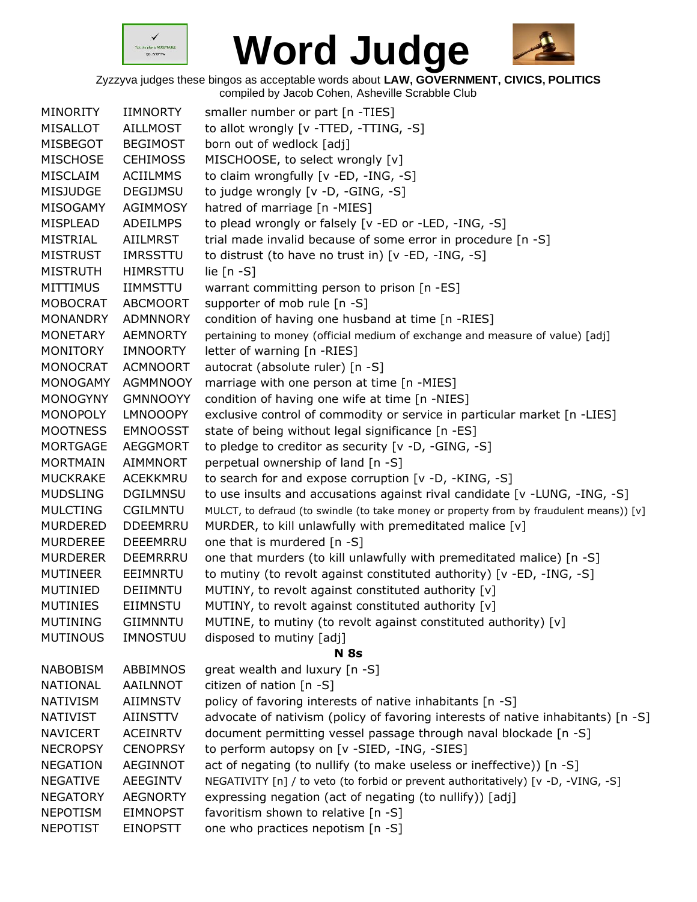# Word Judge

Zyzzyva judges these bingos as acceptable words about **LAW, GOVERNMENT, CIVICS, POLITICS**
compiled by Jacob Cohen, Asheville Scrabble Club

| | | |
|---|---|---|
| MINORITY | IIMNORTY | smaller number or part [n -TIES] |
| MISALLOT | AILLMOST | to allot wrongly [v -TTED, -TTING, -S] |
| MISBEGOT | BEGIMOST | born out of wedlock [adj] |
| MISCHOSE | CEHIMOSS | MISCHOOSE, to select wrongly [v] |
| MISCLAIM | ACIILMMS | to claim wrongfully [v -ED, -ING, -S] |
| MISJUDGE | DEGIJMSU | to judge wrongly [v -D, -GING, -S] |
| MISOGAMY | AGIMMOSY | hatred of marriage [n -MIES] |
| MISPLEAD | ADEILMPS | to plead wrongly or falsely [v -ED or -LED, -ING, -S] |
| MISTRIAL | AIILMRST | trial made invalid because of some error in procedure [n -S] |
| MISTRUST | IMRSSTTU | to distrust (to have no trust in) [v -ED, -ING, -S] |
| MISTRUTH | HIMRSTTU | lie [n -S] |
| MITTIMUS | IIMMSTTU | warrant committing person to prison [n -ES] |
| MOBOCRAT | ABCMOORT | supporter of mob rule [n -S] |
| MONANDRY | ADMNNORY | condition of having one husband at time [n -RIES] |
| MONETARY | AEMNORTY | pertaining to money (official medium of exchange and measure of value) [adj] |
| MONITORY | IMNOORTY | letter of warning [n -RIES] |
| MONOCRAT | ACMNOORT | autocrat (absolute ruler) [n -S] |
| MONOGAMY | AGMMNOOY | marriage with one person at time [n -MIES] |
| MONOGYNY | GMNNOOYY | condition of having one wife at time [n -NIES] |
| MONOPOLY | LMNOOOPY | exclusive control of commodity or service in particular market [n -LIES] |
| MOOTNESS | EMNOOSST | state of being without legal significance [n -ES] |
| MORTGAGE | AEGGMORT | to pledge to creditor as security [v -D, -GING, -S] |
| MORTMAIN | AIMMNORT | perpetual ownership of land [n -S] |
| MUCKRAKE | ACEKKMRU | to search for and expose corruption [v -D, -KING, -S] |
| MUDSLING | DGILMNSU | to use insults and accusations against rival candidate [v -LUNG, -ING, -S] |
| MULCTING | CGILMNTU | MULCT, to defraud (to swindle (to take money or property from by fraudulent means)) [v] |
| MURDERED | DDEEMRRU | MURDER, to kill unlawfully with premeditated malice [v] |
| MURDEREE | DEEEMRRU | one that is murdered [n -S] |
| MURDERER | DEEMRRRU | one that murders (to kill unlawfully with premeditated malice) [n -S] |
| MUTINEER | EEIMNRTU | to mutiny (to revolt against constituted authority) [v -ED, -ING, -S] |
| MUTINIED | DEIIMNTU | MUTINY, to revolt against constituted authority [v] |
| MUTINIES | EIIMNSTU | MUTINY, to revolt against constituted authority [v] |
| MUTINING | GIIMNNTU | MUTINE, to mutiny (to revolt against constituted authority) [v] |
| MUTINOUS | IMNOSTUU | disposed to mutiny [adj] |

**N 8s**

| | | |
|---|---|---|
| NABOBISM | ABBIMNOS | great wealth and luxury [n -S] |
| NATIONAL | AAILNNOT | citizen of nation [n -S] |
| NATIVISM | AIIMNSTV | policy of favoring interests of native inhabitants [n -S] |
| NATIVIST | AIINSTTV | advocate of nativism (policy of favoring interests of native inhabitants) [n -S] |
| NAVICERT | ACEINRTV | document permitting vessel passage through naval blockade [n -S] |
| NECROPSY | CENOPRSY | to perform autopsy on [v -SIED, -ING, -SIES] |
| NEGATION | AEGINNOT | act of negating (to nullify (to make useless or ineffective)) [n -S] |
| NEGATIVE | AEEGINTV | NEGATIVITY [n] / to veto (to forbid or prevent authoritatively) [v -D, -VING, -S] |
| NEGATORY | AEGNORTY | expressing negation (act of negating (to nullify)) [adj] |
| NEPOTISM | EIMNOPST | favoritism shown to relative [n -S] |
| NEPOTIST | EINOPSTT | one who practices nepotism [n -S] |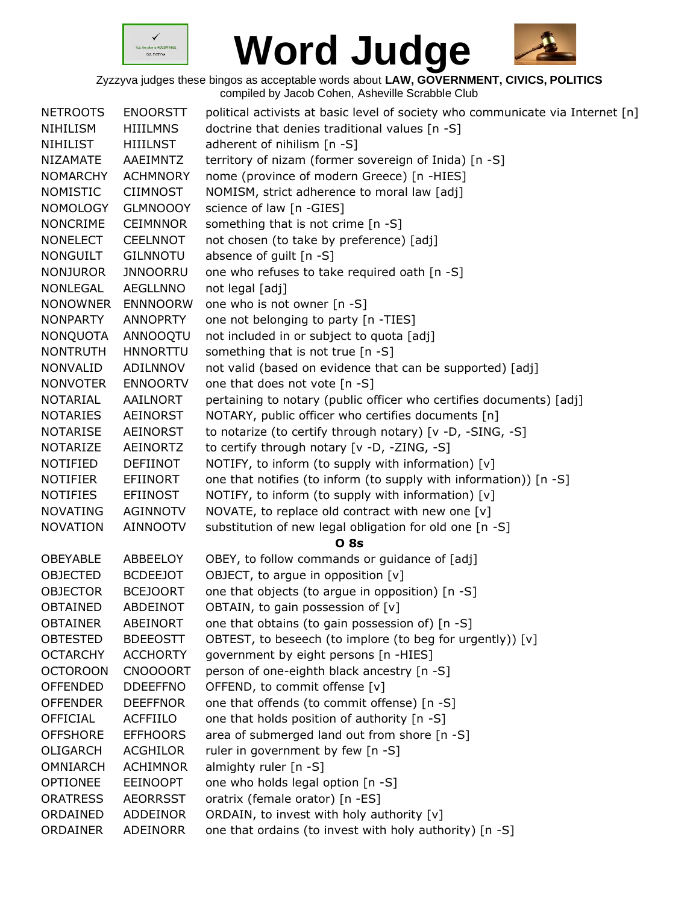# Word Judge

Zyzzyva judges these bingos as acceptable words about **LAW, GOVERNMENT, CIVICS, POLITICS**
compiled by Jacob Cohen, Asheville Scrabble Club

| | | |
|---|---|---|
| NETROOTS | ENOORSTT | political activists at basic level of society who communicate via Internet [n] |
| NIHILISM | HIIILMNS | doctrine that denies traditional values [n -S] |
| NIHILIST | HIIILNST | adherent of nihilism [n -S] |
| NIZAMATE | AAEIMNTZ | territory of nizam (former sovereign of Inida) [n -S] |
| NOMARCHY | ACHMNORY | nome (province of modern Greece) [n -HIES] |
| NOMISTIC | CIIMNOST | NOMISM, strict adherence to moral law [adj] |
| NOMOLOGY | GLMNOOOY | science of law [n -GIES] |
| NONCRIME | CEIMNNOR | something that is not crime [n -S] |
| NONELECT | CEELNNOT | not chosen (to take by preference) [adj] |
| NONGUILT | GILNNOTU | absence of guilt [n -S] |
| NONJUROR | JNNOORRU | one who refuses to take required oath [n -S] |
| NONLEGAL | AEGLLNNO | not legal [adj] |
| NONOWNER | ENNNOORW | one who is not owner [n -S] |
| NONPARTY | ANNOPRTY | one not belonging to party [n -TIES] |
| NONQUOTA | ANNOOQTU | not included in or subject to quota [adj] |
| NONTRUTH | HNNORTTU | something that is not true [n -S] |
| NONVALID | ADILNNOV | not valid (based on evidence that can be supported) [adj] |
| NONVOTER | ENNOORTV | one that does not vote [n -S] |
| NOTARIAL | AAILNORT | pertaining to notary (public officer who certifies documents) [adj] |
| NOTARIES | AEINORST | NOTARY, public officer who certifies documents [n] |
| NOTARISE | AEINORST | to notarize (to certify through notary) [v -D, -SING, -S] |
| NOTARIZE | AEINORTZ | to certify through notary [v -D, -ZING, -S] |
| NOTIFIED | DEFIINOT | NOTIFY, to inform (to supply with information) [v] |
| NOTIFIER | EFIINORT | one that notifies (to inform (to supply with information)) [n -S] |
| NOTIFIES | EFIINOST | NOTIFY, to inform (to supply with information) [v] |
| NOVATING | AGINNOTV | NOVATE, to replace old contract with new one [v] |
| NOVATION | AINNOOTV | substitution of new legal obligation for old one [n -S] |

**O 8s**

| | | |
|---|---|---|
| OBEYABLE | ABBEELOY | OBEY, to follow commands or guidance of [adj] |
| OBJECTED | BCDEEJOT | OBJECT, to argue in opposition [v] |
| OBJECTOR | BCEJOORT | one that objects (to argue in opposition) [n -S] |
| OBTAINED | ABDEINOT | OBTAIN, to gain possession of [v] |
| OBTAINER | ABEINORT | one that obtains (to gain possession of) [n -S] |
| OBTESTED | BDEEOSTT | OBTEST, to beseech (to implore (to beg for urgently)) [v] |
| OCTARCHY | ACCHORTY | government by eight persons [n -HIES] |
| OCTOROON | CNOOOORT | person of one-eighth black ancestry [n -S] |
| OFFENDED | DDEEFFNO | OFFEND, to commit offense [v] |
| OFFENDER | DEEFFNOR | one that offends (to commit offense) [n -S] |
| OFFICIAL | ACFFIILO | one that holds position of authority [n -S] |
| OFFSHORE | EFFHOORS | area of submerged land out from shore [n -S] |
| OLIGARCH | ACGHILOR | ruler in government by few [n -S] |
| OMNIARCH | ACHIMNOR | almighty ruler [n -S] |
| OPTIONEE | EEINOOPT | one who holds legal option [n -S] |
| ORATRESS | AEORRSST | oratrix (female orator) [n -ES] |
| ORDAINED | ADDEINOR | ORDAIN, to invest with holy authority [v] |
| ORDAINER | ADEINORR | one that ordains (to invest with holy authority) [n -S] |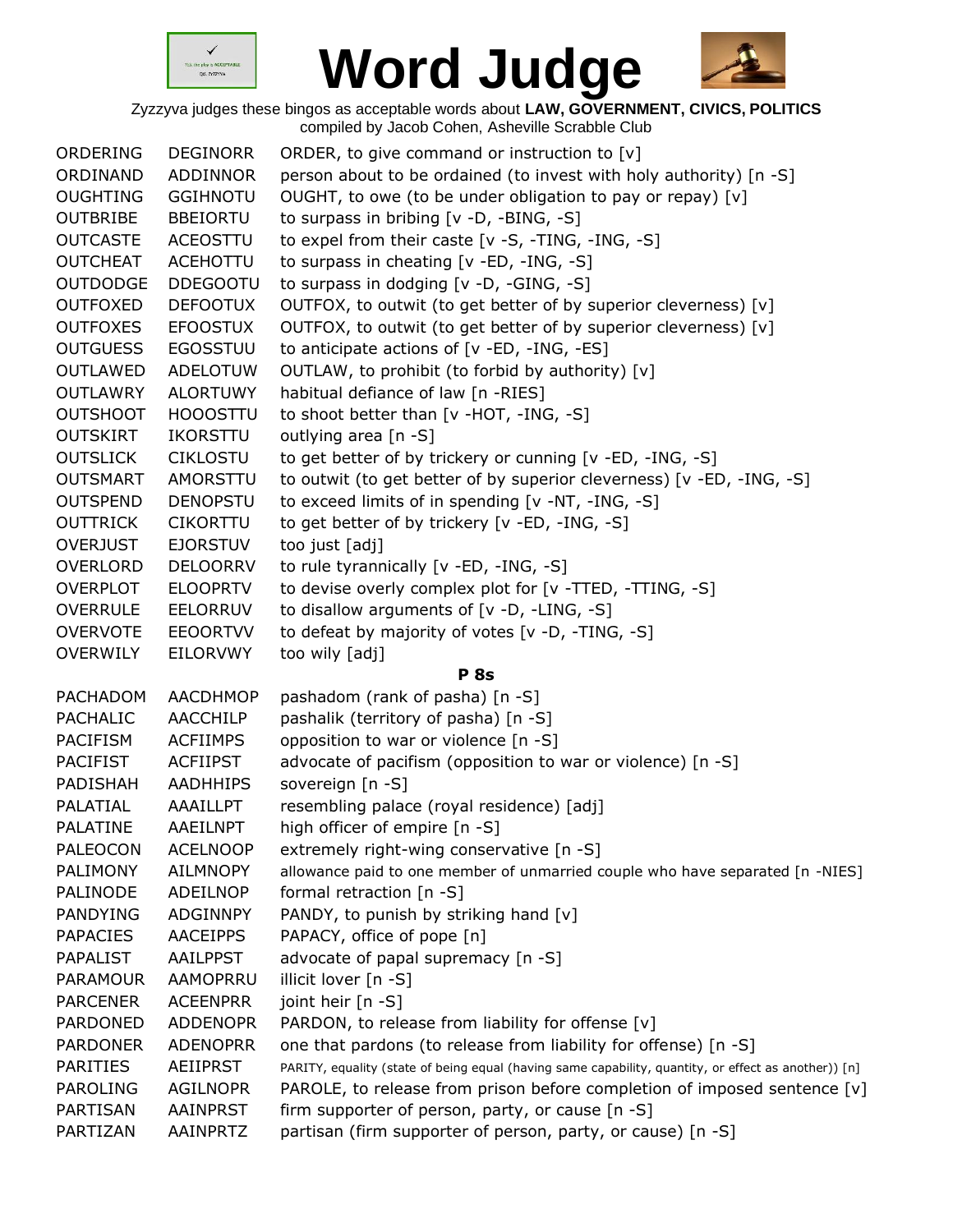# Word Judge

Zyzzyva judges these bingos as acceptable words about **LAW, GOVERNMENT, CIVICS, POLITICS**
compiled by Jacob Cohen, Asheville Scrabble Club

| | | |
|---|---|---|
| ORDERING | DEGINORR | ORDER, to give command or instruction to [v] |
| ORDINAND | ADDINNOR | person about to be ordained (to invest with holy authority) [n -S] |
| OUGHTING | GGIHNOTU | OUGHT, to owe (to be under obligation to pay or repay) [v] |
| OUTBRIBE | BBEIORTU | to surpass in bribing [v -D, -BING, -S] |
| OUTCASTE | ACEOSTTU | to expel from their caste [v -S, -TING, -ING, -S] |
| OUTCHEAT | ACEHOTTU | to surpass in cheating [v -ED, -ING, -S] |
| OUTDODGE | DDEGOOTU | to surpass in dodging [v -D, -GING, -S] |
| OUTFOXED | DEFOOTUX | OUTFOX, to outwit (to get better of by superior cleverness) [v] |
| OUTFOXES | EFOOSTUX | OUTFOX, to outwit (to get better of by superior cleverness) [v] |
| OUTGUESS | EGOSSTUU | to anticipate actions of [v -ED, -ING, -ES] |
| OUTLAWED | ADELOTUW | OUTLAW, to prohibit (to forbid by authority) [v] |
| OUTLAWRY | ALORTUWY | habitual defiance of law [n -RIES] |
| OUTSHOOT | HOOOSTTU | to shoot better than [v -HOT, -ING, -S] |
| OUTSKIRT | IKORSTTU | outlying area [n -S] |
| OUTSLICK | CIKLOSTU | to get better of by trickery or cunning [v -ED, -ING, -S] |
| OUTSMART | AMORSTTU | to outwit (to get better of by superior cleverness) [v -ED, -ING, -S] |
| OUTSPEND | DENOPSTU | to exceed limits of in spending [v -NT, -ING, -S] |
| OUTTRICK | CIKORTTU | to get better of by trickery [v -ED, -ING, -S] |
| OVERJUST | EJORSTUV | too just [adj] |
| OVERLORD | DELOORRV | to rule tyrannically [v -ED, -ING, -S] |
| OVERPLOT | ELOOPRTV | to devise overly complex plot for [v -TTED, -TTING, -S] |
| OVERRULE | EELORRUV | to disallow arguments of [v -D, -LING, -S] |
| OVERVOTE | EEOORTVV | to defeat by majority of votes [v -D, -TING, -S] |
| OVERWILY | EILORVWY | too wily [adj] |

**P 8s**

| | | |
|---|---|---|
| PACHADOM | AACDHMOP | pashadom (rank of pasha) [n -S] |
| PACHALIC | AACCHILP | pashalik (territory of pasha) [n -S] |
| PACIFISM | ACFIIMPS | opposition to war or violence [n -S] |
| PACIFIST | ACFIIPST | advocate of pacifism (opposition to war or violence) [n -S] |
| PADISHAH | AADHHIPS | sovereign [n -S] |
| PALATIAL | AAAILLPT | resembling palace (royal residence) [adj] |
| PALATINE | AAEILNPT | high officer of empire [n -S] |
| PALEOCON | ACELNOOP | extremely right-wing conservative [n -S] |
| PALIMONY | AILMNOPY | allowance paid to one member of unmarried couple who have separated [n -NIES] |
| PALINODE | ADEILNOP | formal retraction [n -S] |
| PANDYING | ADGINNPY | PANDY, to punish by striking hand [v] |
| PAPACIES | AACEIPPS | PAPACY, office of pope [n] |
| PAPALIST | AAILPPST | advocate of papal supremacy [n -S] |
| PARAMOUR | AAMOPRRU | illicit lover [n -S] |
| PARCENER | ACEENPRR | joint heir [n -S] |
| PARDONED | ADDENOPR | PARDON, to release from liability for offense [v] |
| PARDONER | ADENOPRR | one that pardons (to release from liability for offense) [n -S] |
| PARITIES | AEIIPRST | PARITY, equality (state of being equal (having same capability, quantity, or effect as another)) [n] |
| PAROLING | AGILNOPR | PAROLE, to release from prison before completion of imposed sentence [v] |
| PARTISAN | AAINPRST | firm supporter of person, party, or cause [n -S] |
| PARTIZAN | AAINPRTZ | partisan (firm supporter of person, party, or cause) [n -S] |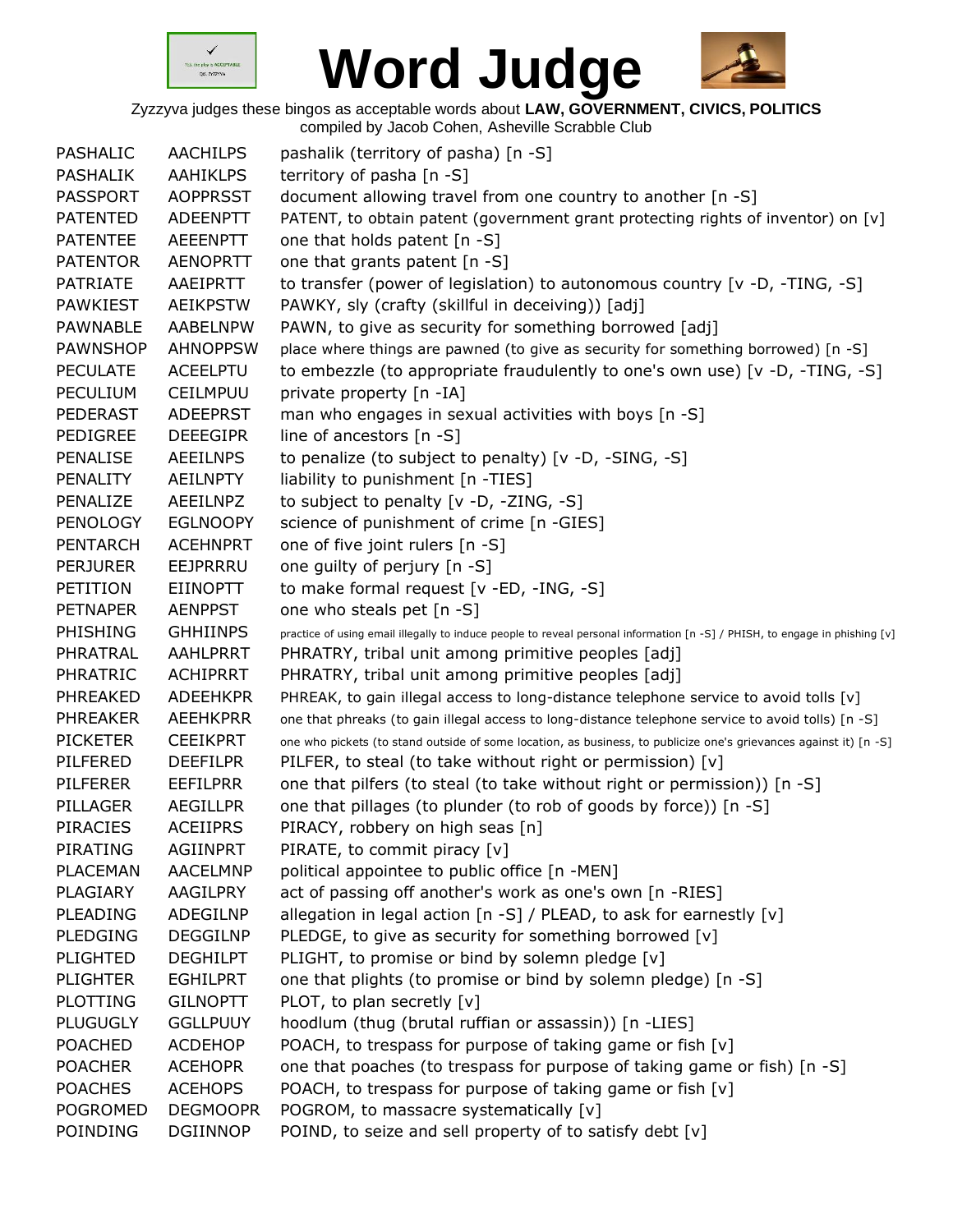# Word Judge

Zyzzyva judges these bingos as acceptable words about **LAW, GOVERNMENT, CIVICS, POLITICS**
compiled by Jacob Cohen, Asheville Scrabble Club

| | | |
|---|---|---|
| PASHALIC | AACHILPS | pashalik (territory of pasha) [n -S] |
| PASHALIK | AAHIKLPS | territory of pasha [n -S] |
| PASSPORT | AOPPRSST | document allowing travel from one country to another [n -S] |
| PATENTED | ADEENPTT | PATENT, to obtain patent (government grant protecting rights of inventor) on [v] |
| PATENTEE | AEEENPTT | one that holds patent [n -S] |
| PATENTOR | AENOPRTT | one that grants patent [n -S] |
| PATRIATE | AAEIPRTT | to transfer (power of legislation) to autonomous country [v -D, -TING, -S] |
| PAWKIEST | AEIKPSTW | PAWKY, sly (crafty (skillful in deceiving)) [adj] |
| PAWNABLE | AABELNPW | PAWN, to give as security for something borrowed [adj] |
| PAWNSHOP | AHNOPPSW | place where things are pawned (to give as security for something borrowed) [n -S] |
| PECULATE | ACEELPTU | to embezzle (to appropriate fraudulently to one's own use) [v -D, -TING, -S] |
| PECULIUM | CEILMPUU | private property [n -IA] |
| PEDERAST | ADEEPRST | man who engages in sexual activities with boys [n -S] |
| PEDIGREE | DEEEGIPR | line of ancestors [n -S] |
| PENALISE | AEEILNPS | to penalize (to subject to penalty) [v -D, -SING, -S] |
| PENALITY | AEILNPTY | liability to punishment [n -TIES] |
| PENALIZE | AEEILNPZ | to subject to penalty [v -D, -ZING, -S] |
| PENOLOGY | EGLNOOPY | science of punishment of crime [n -GIES] |
| PENTARCH | ACEHNPRT | one of five joint rulers [n -S] |
| PERJURER | EEJPRRRU | one guilty of perjury [n -S] |
| PETITION | EIINOPTT | to make formal request [v -ED, -ING, -S] |
| PETNAPER | AENPPST | one who steals pet [n -S] |
| PHISHING | GHHIINPS | practice of using email illegally to induce people to reveal personal information [n -S] / PHISH, to engage in phishing [v] |
| PHRATRAL | AAHLPRRT | PHRATRY, tribal unit among primitive peoples [adj] |
| PHRATRIC | ACHIPRRT | PHRATRY, tribal unit among primitive peoples [adj] |
| PHREAKED | ADEEHKPR | PHREAK, to gain illegal access to long-distance telephone service to avoid tolls [v] |
| PHREAKER | AEEHKPRR | one that phreaks (to gain illegal access to long-distance telephone service to avoid tolls) [n -S] |
| PICKETER | CEEIKPRT | one who pickets (to stand outside of some location, as business, to publicize one's grievances against it) [n -S] |
| PILFERED | DEEFILPR | PILFER, to steal (to take without right or permission) [v] |
| PILFERER | EEFILPRR | one that pilfers (to steal (to take without right or permission)) [n -S] |
| PILLAGER | AEGILLPR | one that pillages (to plunder (to rob of goods by force)) [n -S] |
| PIRACIES | ACEIIPRS | PIRACY, robbery on high seas [n] |
| PIRATING | AGIINPRT | PIRATE, to commit piracy [v] |
| PLACEMAN | AACELMNP | political appointee to public office [n -MEN] |
| PLAGIARY | AAGILPRY | act of passing off another's work as one's own [n -RIES] |
| PLEADING | ADEGILNP | allegation in legal action [n -S] / PLEAD, to ask for earnestly [v] |
| PLEDGING | DEGGILNP | PLEDGE, to give as security for something borrowed [v] |
| PLIGHTED | DEGHILPT | PLIGHT, to promise or bind by solemn pledge [v] |
| PLIGHTER | EGHILPRT | one that plights (to promise or bind by solemn pledge) [n -S] |
| PLOTTING | GILNOPTT | PLOT, to plan secretly [v] |
| PLUGUGLY | GGLLPUUY | hoodlum (thug (brutal ruffian or assassin)) [n -LIES] |
| POACHED | ACDEHOP | POACH, to trespass for purpose of taking game or fish [v] |
| POACHER | ACEHOPR | one that poaches (to trespass for purpose of taking game or fish) [n -S] |
| POACHES | ACEHOPS | POACH, to trespass for purpose of taking game or fish [v] |
| POGROMED | DEGMOOPR | POGROM, to massacre systematically [v] |
| POINDING | DGIINNOP | POIND, to seize and sell property of to satisfy debt [v] |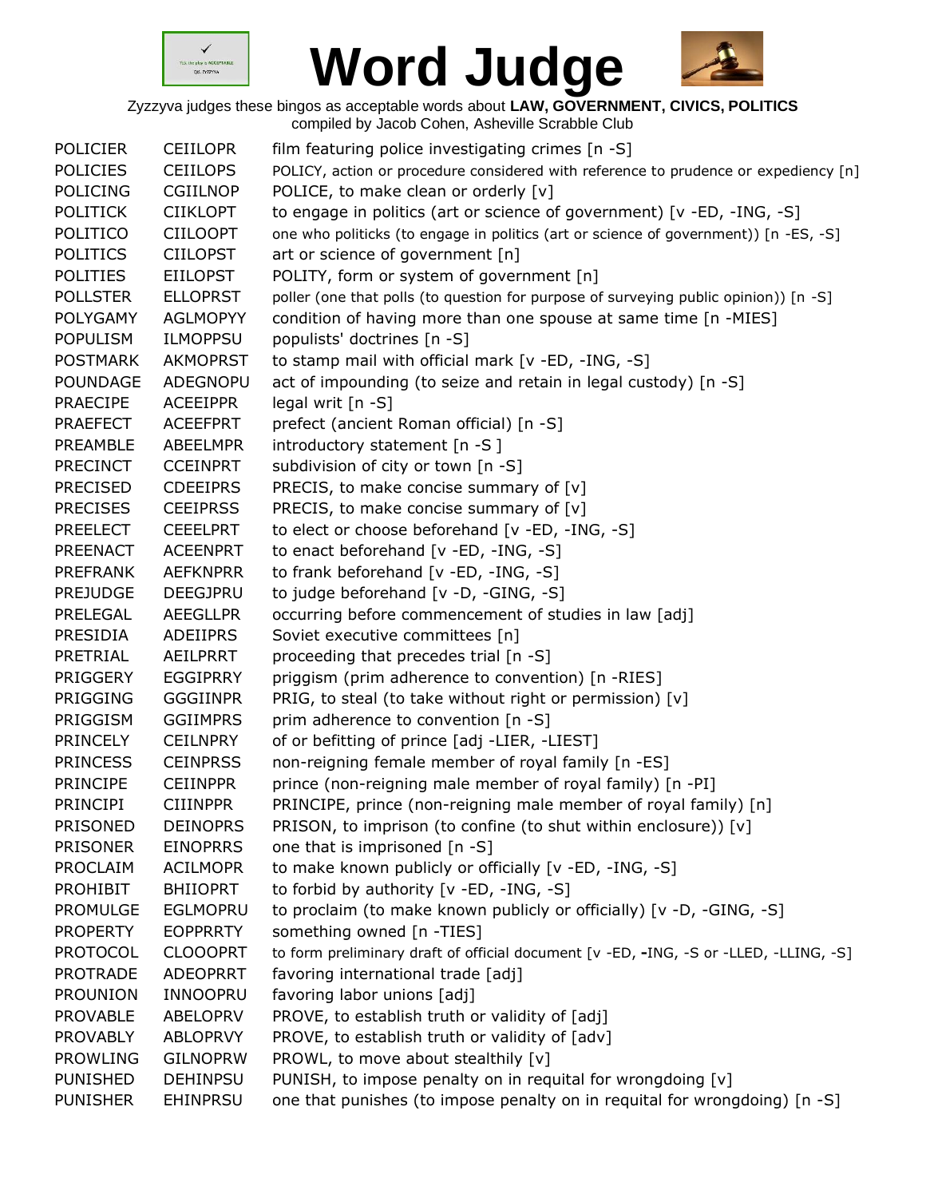# Word Judge

Zyzzyva judges these bingos as acceptable words about **LAW, GOVERNMENT, CIVICS, POLITICS**
compiled by Jacob Cohen, Asheville Scrabble Club

| | | |
|---|---|---|
| POLICIER | CEIILOPR | film featuring police investigating crimes [n -S] |
| POLICIES | CEIILOPS | POLICY, action or procedure considered with reference to prudence or expediency [n] |
| POLICING | CGIILNOP | POLICE, to make clean or orderly [v] |
| POLITICK | CIIKLOPT | to engage in politics (art or science of government) [v -ED, -ING, -S] |
| POLITICO | CIILOOPT | one who politicks (to engage in politics (art or science of government)) [n -ES, -S] |
| POLITICS | CIILOPST | art or science of government [n] |
| POLITIES | EIILOPST | POLITY, form or system of government [n] |
| POLLSTER | ELLOPRST | poller (one that polls (to question for purpose of surveying public opinion)) [n -S] |
| POLYGAMY | AGLMOPYY | condition of having more than one spouse at same time [n -MIES] |
| POPULISM | ILMOPPSU | populists' doctrines [n -S] |
| POSTMARK | AKMOPRST | to stamp mail with official mark [v -ED, -ING, -S] |
| POUNDAGE | ADEGNOPU | act of impounding (to seize and retain in legal custody) [n -S] |
| PRAECIPE | ACEEIPPR | legal writ [n -S] |
| PRAEFECT | ACEEFPRT | prefect (ancient Roman official) [n -S] |
| PREAMBLE | ABEELMPR | introductory statement [n -S ] |
| PRECINCT | CCEINPRT | subdivision of city or town [n -S] |
| PRECISED | CDEEIPRS | PRECIS, to make concise summary of [v] |
| PRECISES | CEEIPRSS | PRECIS, to make concise summary of [v] |
| PREELECT | CEEELPRT | to elect or choose beforehand [v -ED, -ING, -S] |
| PREENACT | ACEENPRT | to enact beforehand [v -ED, -ING, -S] |
| PREFRANK | AEFKNPRR | to frank beforehand [v -ED, -ING, -S] |
| PREJUDGE | DEEGJPRU | to judge beforehand [v -D, -GING, -S] |
| PRELEGAL | AEEGLLPR | occurring before commencement of studies in law [adj] |
| PRESIDIA | ADEIIPRS | Soviet executive committees [n] |
| PRETRIAL | AEILPRRT | proceeding that precedes trial [n -S] |
| PRIGGERY | EGGIPRRY | priggism (prim adherence to convention) [n -RIES] |
| PRIGGING | GGGIINPR | PRIG, to steal (to take without right or permission) [v] |
| PRIGGISM | GGIIMPRS | prim adherence to convention [n -S] |
| PRINCELY | CEILNPRY | of or befitting of prince [adj -LIER, -LIEST] |
| PRINCESS | CEINPRSS | non-reigning female member of royal family [n -ES] |
| PRINCIPE | CEIINPPR | prince (non-reigning male member of royal family) [n -PI] |
| PRINCIPI | CIIINPPR | PRINCIPE, prince (non-reigning male member of royal family) [n] |
| PRISONED | DEINOPRS | PRISON, to imprison (to confine (to shut within enclosure)) [v] |
| PRISONER | EINOPRRS | one that is imprisoned [n -S] |
| PROCLAIM | ACILMOPR | to make known publicly or officially [v -ED, -ING, -S] |
| PROHIBIT | BHIIOPRT | to forbid by authority [v -ED, -ING, -S] |
| PROMULGE | EGLMOPRU | to proclaim (to make known publicly or officially) [v -D, -GING, -S] |
| PROPERTY | EOPPRRTY | something owned [n -TIES] |
| PROTOCOL | CLOOOPRT | to form preliminary draft of official document [v -ED, -ING, -S or -LLED, -LLING, -S] |
| PROTRADE | ADEOPRRT | favoring international trade [adj] |
| PROUNION | INNOOPRU | favoring labor unions [adj] |
| PROVABLE | ABELOPRV | PROVE, to establish truth or validity of [adj] |
| PROVABLY | ABLOPRVY | PROVE, to establish truth or validity of [adv] |
| PROWLING | GILNOPRW | PROWL, to move about stealthily [v] |
| PUNISHED | DEHINPSU | PUNISH, to impose penalty on in requital for wrongdoing [v] |
| PUNISHER | EHINPRSU | one that punishes (to impose penalty on in requital for wrongdoing) [n -S] |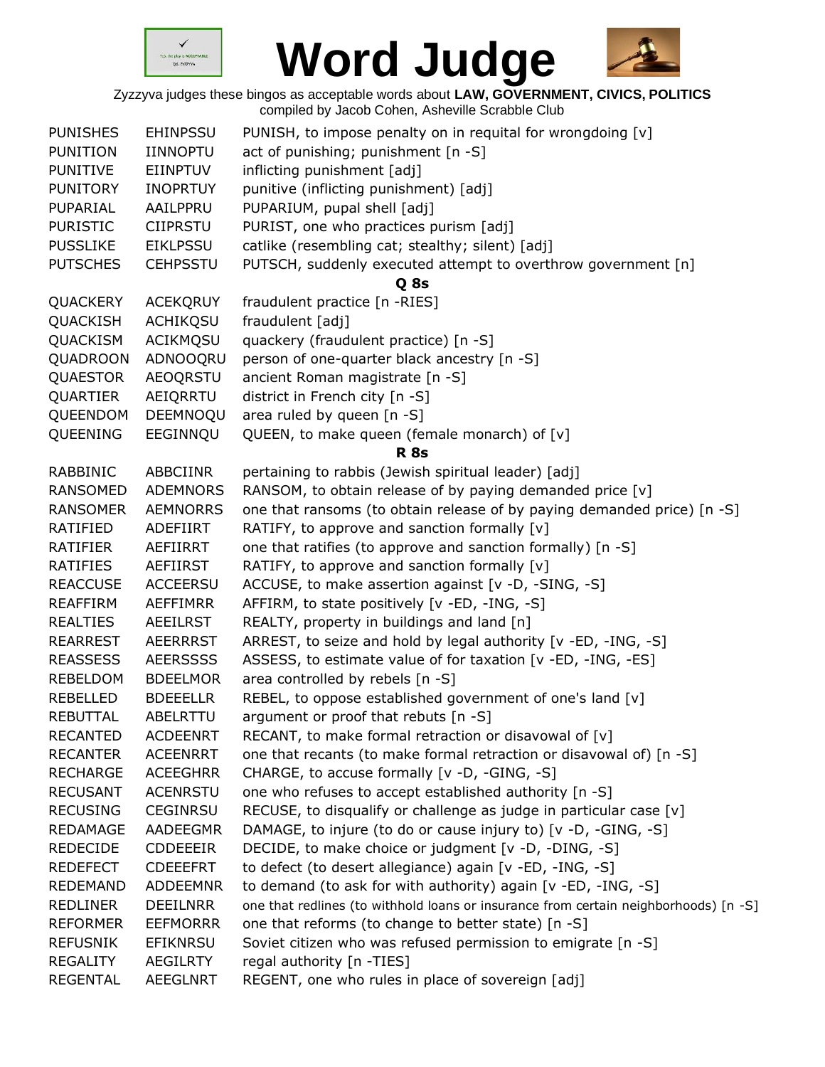# Word Judge

Zyzzyva judges these bingos as acceptable words about **LAW, GOVERNMENT, CIVICS, POLITICS**
compiled by Jacob Cohen, Asheville Scrabble Club

| | | |
|---|---|---|
| PUNISHES | EHINPSSU | PUNISH, to impose penalty on in requital for wrongdoing [v] |
| PUNITION | IINNOPTU | act of punishing; punishment [n -S] |
| PUNITIVE | EIINPTUV | inflicting punishment [adj] |
| PUNITORY | INOPRTUY | punitive (inflicting punishment) [adj] |
| PUPARIAL | AAILPPRU | PUPARIUM, pupal shell [adj] |
| PURISTIC | CIIPRSTU | PURIST, one who practices purism [adj] |
| PUSSLIKE | EIKLPSSU | catlike (resembling cat; stealthy; silent) [adj] |
| PUTSCHES | CEHPSSTU | PUTSCH, suddenly executed attempt to overthrow government [n] |

**Q 8s**

| | | |
|---|---|---|
| QUACKERY | ACEKQRUY | fraudulent practice [n -RIES] |
| QUACKISH | ACHIKQSU | fraudulent [adj] |
| QUACKISM | ACIKMQSU | quackery (fraudulent practice) [n -S] |
| QUADROON | ADNOOQRU | person of one-quarter black ancestry [n -S] |
| QUAESTOR | AEOQRSTU | ancient Roman magistrate [n -S] |
| QUARTIER | AEIQRRTU | district in French city [n -S] |
| QUEENDOM | DEEMNOQU | area ruled by queen [n -S] |
| QUEENING | EEGINNQU | QUEEN, to make queen (female monarch) of [v] |

**R 8s**

| | | |
|---|---|---|
| RABBINIC | ABBCIINR | pertaining to rabbis (Jewish spiritual leader) [adj] |
| RANSOMED | ADEMNORS | RANSOM, to obtain release of by paying demanded price [v] |
| RANSOMER | AEMNORRS | one that ransoms (to obtain release of by paying demanded price) [n -S] |
| RATIFIED | ADEFIIRT | RATIFY, to approve and sanction formally [v] |
| RATIFIER | AEFIIRRT | one that ratifies (to approve and sanction formally) [n -S] |
| RATIFIES | AEFIIRST | RATIFY, to approve and sanction formally [v] |
| REACCUSE | ACCEERSU | ACCUSE, to make assertion against [v -D, -SING, -S] |
| REAFFIRM | AEFFIMRR | AFFIRM, to state positively [v -ED, -ING, -S] |
| REALTIES | AEEILRST | REALTY, property in buildings and land [n] |
| REARREST | AEERRRST | ARREST, to seize and hold by legal authority [v -ED, -ING, -S] |
| REASSESS | AEERSSSS | ASSESS, to estimate value of for taxation [v -ED, -ING, -ES] |
| REBELDOM | BDEELMOR | area controlled by rebels [n -S] |
| REBELLED | BDEEELLR | REBEL, to oppose established government of one's land [v] |
| REBUTTAL | ABELRTTU | argument or proof that rebuts [n -S] |
| RECANTED | ACDEENRT | RECANT, to make formal retraction or disavowal of [v] |
| RECANTER | ACEENRRT | one that recants (to make formal retraction or disavowal of) [n -S] |
| RECHARGE | ACEEGHRR | CHARGE, to accuse formally [v -D, -GING, -S] |
| RECUSANT | ACENRSTU | one who refuses to accept established authority [n -S] |
| RECUSING | CEGINRSU | RECUSE, to disqualify or challenge as judge in particular case [v] |
| REDAMAGE | AADEEGMR | DAMAGE, to injure (to do or cause injury to) [v -D, -GING, -S] |
| REDECIDE | CDDEEEIR | DECIDE, to make choice or judgment [v -D, -DING, -S] |
| REDEFECT | CDEEEFRT | to defect (to desert allegiance) again [v -ED, -ING, -S] |
| REDEMAND | ADDEEMNR | to demand (to ask for with authority) again [v -ED, -ING, -S] |
| REDLINER | DEEILNRR | one that redlines (to withhold loans or insurance from certain neighborhoods) [n -S] |
| REFORMER | EEFMORRR | one that reforms (to change to better state) [n -S] |
| REFUSNIK | EFIKNRSU | Soviet citizen who was refused permission to emigrate [n -S] |
| REGALITY | AEGILRTY | regal authority [n -TIES] |
| REGENTAL | AEEGLNRT | REGENT, one who rules in place of sovereign [adj] |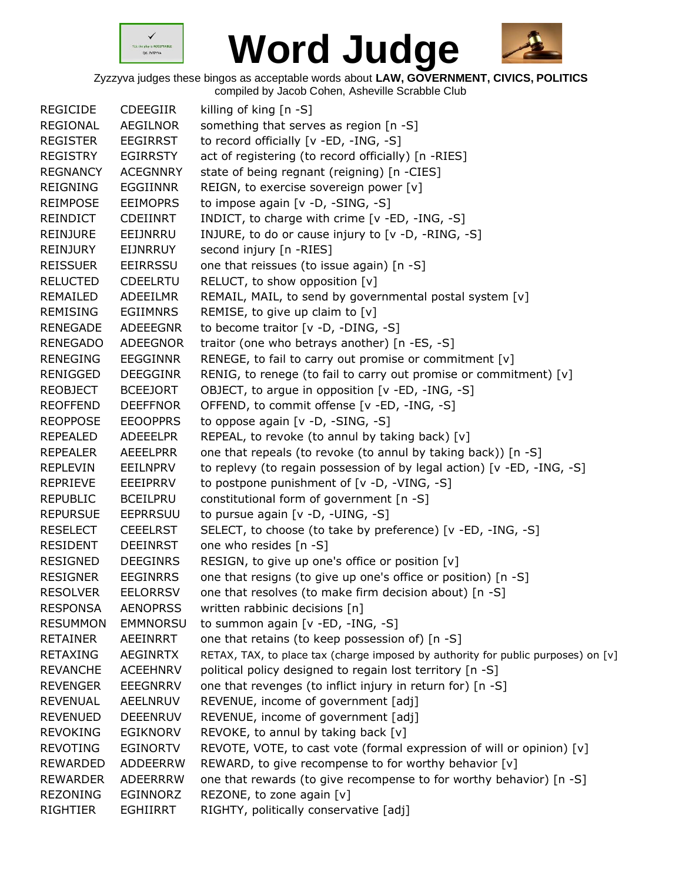# Word Judge

Zyzzyva judges these bingos as acceptable words about **LAW, GOVERNMENT, CIVICS, POLITICS**
compiled by Jacob Cohen, Asheville Scrabble Club

| | | |
|---|---|---|
| REGICIDE | CDEEGIIR | killing of king [n -S] |
| REGIONAL | AEGILNOR | something that serves as region [n -S] |
| REGISTER | EEGIRRST | to record officially [v -ED, -ING, -S] |
| REGISTRY | EGIRRSTY | act of registering (to record officially) [n -RIES] |
| REGNANCY | ACEGNNRY | state of being regnant (reigning) [n -CIES] |
| REIGNING | EGGIINNR | REIGN, to exercise sovereign power [v] |
| REIMPOSE | EEIMOPRS | to impose again [v -D, -SING, -S] |
| REINDICT | CDEIINRT | INDICT, to charge with crime [v -ED, -ING, -S] |
| REINJURE | EEIJNRRU | INJURE, to do or cause injury to [v -D, -RING, -S] |
| REINJURY | EIJNRRUY | second injury [n -RIES] |
| REISSUER | EEIRRSSU | one that reissues (to issue again) [n -S] |
| RELUCTED | CDEELRTU | RELUCT, to show opposition [v] |
| REMAILED | ADEEILMR | REMAIL, MAIL, to send by governmental postal system [v] |
| REMISING | EGIIMNRS | REMISE, to give up claim to [v] |
| RENEGADE | ADEEEGNR | to become traitor [v -D, -DING, -S] |
| RENEGADO | ADEEGNOR | traitor (one who betrays another) [n -ES, -S] |
| RENEGING | EEGGINNR | RENEGE, to fail to carry out promise or commitment [v] |
| RENIGGED | DEEGGINR | RENIG, to renege (to fail to carry out promise or commitment) [v] |
| REOBJECT | BCEEJORT | OBJECT, to argue in opposition [v -ED, -ING, -S] |
| REOFFEND | DEEFFNOR | OFFEND, to commit offense [v -ED, -ING, -S] |
| REOPPOSE | EEOOPPRS | to oppose again [v -D, -SING, -S] |
| REPEALED | ADEEELPR | REPEAL, to revoke (to annul by taking back) [v] |
| REPEALER | AEEELPRR | one that repeals (to revoke (to annul by taking back)) [n -S] |
| REPLEVIN | EEILNPRV | to replevy (to regain possession of by legal action) [v -ED, -ING, -S] |
| REPRIEVE | EEEIPRRV | to postpone punishment of [v -D, -VING, -S] |
| REPUBLIC | BCEILPRU | constitutional form of government [n -S] |
| REPURSUE | EEPRRSUU | to pursue again [v -D, -UING, -S] |
| RESELECT | CEEELRST | SELECT, to choose (to take by preference) [v -ED, -ING, -S] |
| RESIDENT | DEEINRST | one who resides [n -S] |
| RESIGNED | DEEGINRS | RESIGN, to give up one's office or position [v] |
| RESIGNER | EEGINRRS | one that resigns (to give up one's office or position) [n -S] |
| RESOLVER | EELORRSV | one that resolves (to make firm decision about) [n -S] |
| RESPONSA | AENOPRSS | written rabbinic decisions [n] |
| RESUMMON | EMMNORSU | to summon again [v -ED, -ING, -S] |
| RETAINER | AEEINRRT | one that retains (to keep possession of) [n -S] |
| RETAXING | AEGINRTX | RETAX, TAX, to place tax (charge imposed by authority for public purposes) on [v] |
| REVANCHE | ACEEHNRV | political policy designed to regain lost territory [n -S] |
| REVENGER | EEEGNRRV | one that revenges (to inflict injury in return for) [n -S] |
| REVENUAL | AEELNRUV | REVENUE, income of government [adj] |
| REVENUED | DEEENRUV | REVENUE, income of government [adj] |
| REVOKING | EGIKNORV | REVOKE, to annul by taking back [v] |
| REVOTING | EGINORTV | REVOTE, VOTE, to cast vote (formal expression of will or opinion) [v] |
| REWARDED | ADDEERRW | REWARD, to give recompense to for worthy behavior [v] |
| REWARDER | ADEERRRW | one that rewards (to give recompense to for worthy behavior) [n -S] |
| REZONING | EGINNORZ | REZONE, to zone again [v] |
| RIGHTIER | EGHIIRRT | RIGHTY, politically conservative [adj] |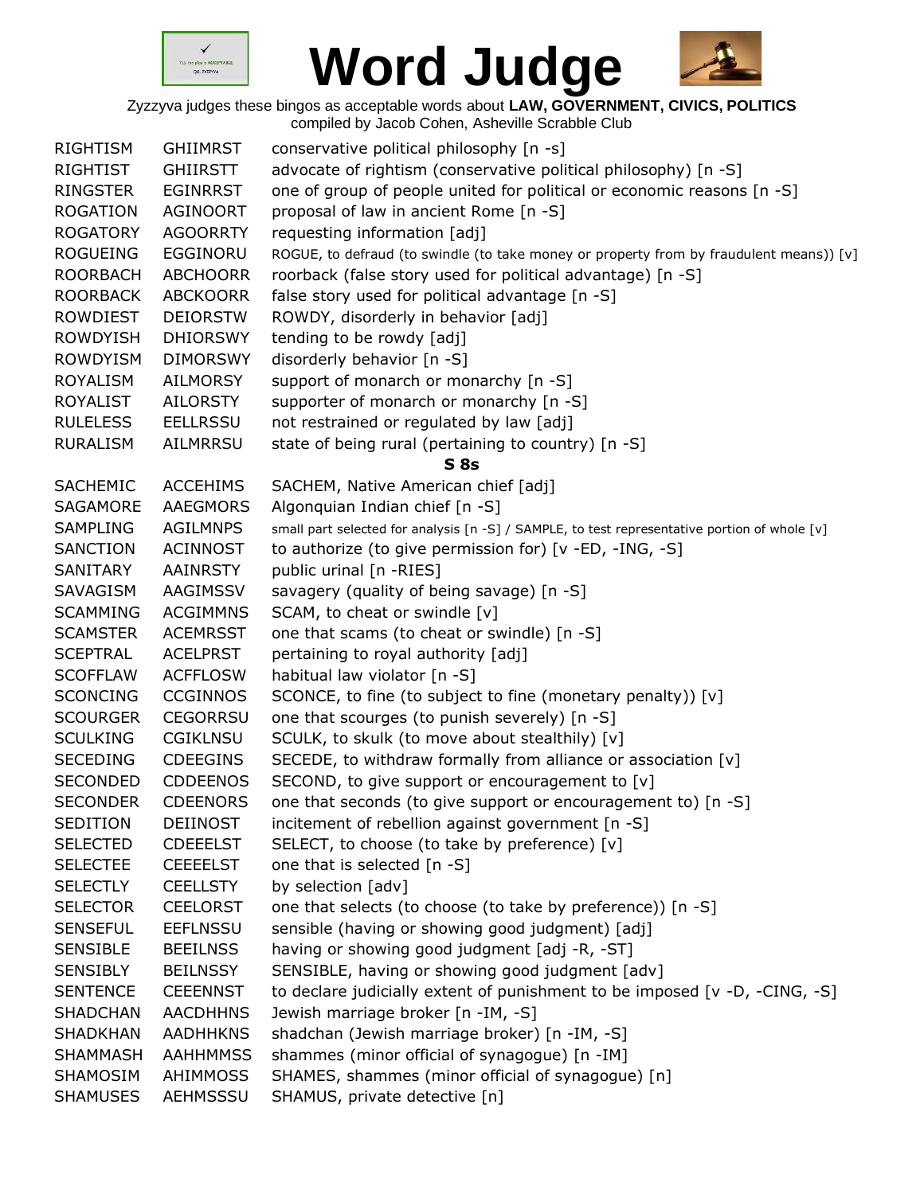# Word Judge

Zyzzyva judges these bingos as acceptable words about **LAW, GOVERNMENT, CIVICS, POLITICS**
compiled by Jacob Cohen, Asheville Scrabble Club

| | | |
|---|---|---|
| RIGHTISM | GHIIMRST | conservative political philosophy [n -s] |
| RIGHTIST | GHIIRSTT | advocate of rightism (conservative political philosophy) [n -S] |
| RINGSTER | EGINRRST | one of group of people united for political or economic reasons [n -S] |
| ROGATION | AGINOORT | proposal of law in ancient Rome [n -S] |
| ROGATORY | AGOORRTY | requesting information [adj] |
| ROGUEING | EGGINORU | ROGUE, to defraud (to swindle (to take money or property from by fraudulent means)) [v] |
| ROORBACH | ABCHOORR | roorback (false story used for political advantage) [n -S] |
| ROORBACK | ABCKOORR | false story used for political advantage [n -S] |
| ROWDIEST | DEIORSTW | ROWDY, disorderly in behavior [adj] |
| ROWDYISH | DHIORSWY | tending to be rowdy [adj] |
| ROWDYISM | DIMORSWY | disorderly behavior [n -S] |
| ROYALISM | AILMORSY | support of monarch or monarchy [n -S] |
| ROYALIST | AILORSTY | supporter of monarch or monarchy [n -S] |
| RULELESS | EELLRSSU | not restrained or regulated by law [adj] |
| RURALISM | AILMRRSU | state of being rural (pertaining to country) [n -S] |

**S 8s**

| | | |
|---|---|---|
| SACHEMIC | ACCEHIMS | SACHEM, Native American chief [adj] |
| SAGAMORE | AAEGMORS | Algonquian Indian chief [n -S] |
| SAMPLING | AGILMNPS | small part selected for analysis [n -S] / SAMPLE, to test representative portion of whole [v] |
| SANCTION | ACINNOST | to authorize (to give permission for) [v -ED, -ING, -S] |
| SANITARY | AAINRSTY | public urinal [n -RIES] |
| SAVAGISM | AAGIMSSV | savagery (quality of being savage) [n -S] |
| SCAMMING | ACGIMMNS | SCAM, to cheat or swindle [v] |
| SCAMSTER | ACEMRSST | one that scams (to cheat or swindle) [n -S] |
| SCEPTRAL | ACELPRST | pertaining to royal authority [adj] |
| SCOFFLAW | ACFFLOSW | habitual law violator [n -S] |
| SCONCING | CCGINNOS | SCONCE, to fine (to subject to fine (monetary penalty)) [v] |
| SCOURGER | CEGORRSU | one that scourges (to punish severely) [n -S] |
| SCULKING | CGIKLNSU | SCULK, to skulk (to move about stealthily) [v] |
| SECEDING | CDEEGINS | SECEDE, to withdraw formally from alliance or association [v] |
| SECONDED | CDDEENOS | SECOND, to give support or encouragement to [v] |
| SECONDER | CDEENORS | one that seconds (to give support or encouragement to) [n -S] |
| SEDITION | DEIINOST | incitement of rebellion against government [n -S] |
| SELECTED | CDEEELST | SELECT, to choose (to take by preference) [v] |
| SELECTEE | CEEEELST | one that is selected [n -S] |
| SELECTLY | CEELLSTY | by selection [adv] |
| SELECTOR | CEELORST | one that selects (to choose (to take by preference)) [n -S] |
| SENSEFUL | EEFLNSSU | sensible (having or showing good judgment) [adj] |
| SENSIBLE | BEEILNSS | having or showing good judgment [adj -R, -ST] |
| SENSIBLY | BEILNSSY | SENSIBLE, having or showing good judgment [adv] |
| SENTENCE | CEEENNST | to declare judicially extent of punishment to be imposed [v -D, -CING, -S] |
| SHADCHAN | AACDHHNS | Jewish marriage broker [n -IM, -S] |
| SHADKHAN | AADHHKNS | shadchan (Jewish marriage broker) [n -IM, -S] |
| SHAMMASH | AAHHMMSS | shammes (minor official of synagogue) [n -IM] |
| SHAMOSIM | AHIMMOSS | SHAMES, shammes (minor official of synagogue) [n] |
| SHAMUSES | AEHMSSSU | SHAMUS, private detective [n] |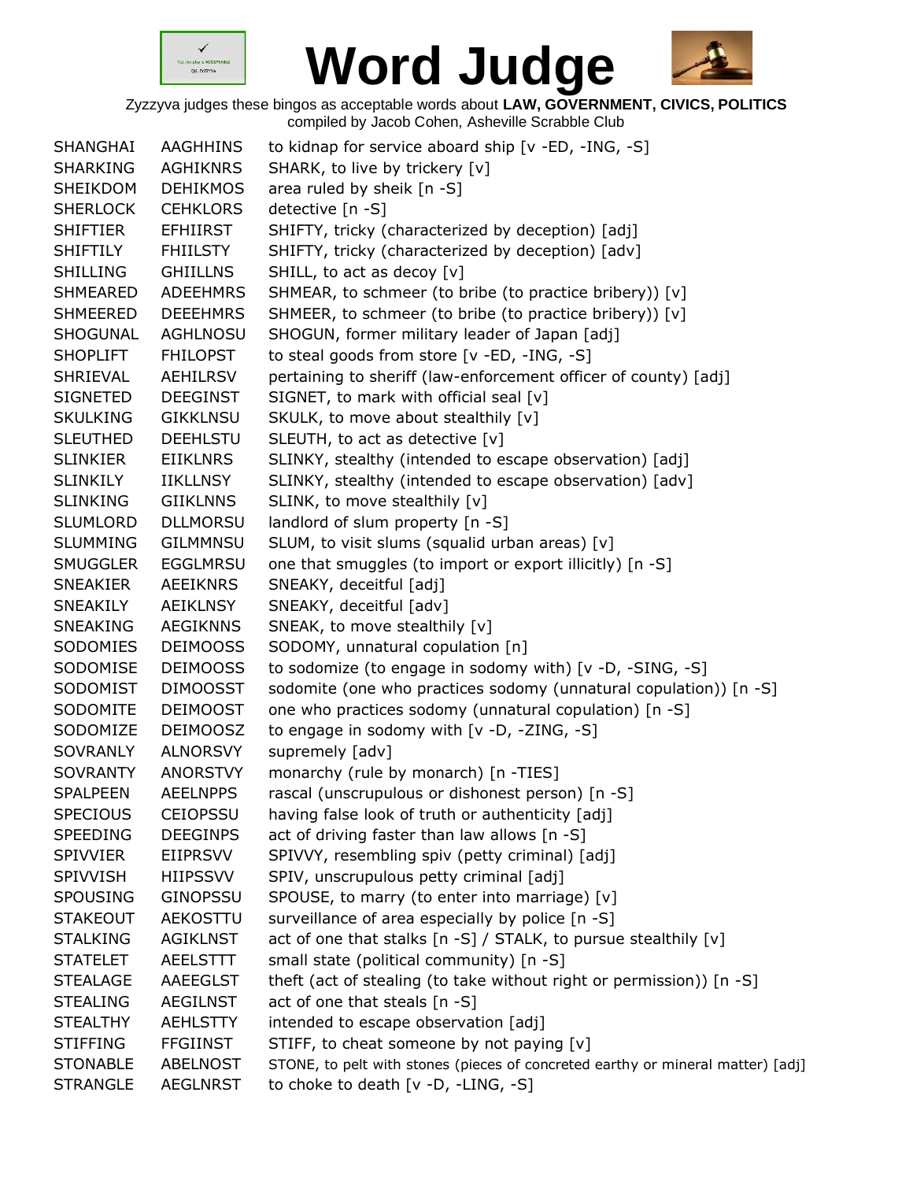# Word Judge

Zyzzyva judges these bingos as acceptable words about **LAW, GOVERNMENT, CIVICS, POLITICS**
compiled by Jacob Cohen, Asheville Scrabble Club

| | | |
|---|---|---|
| SHANGHAI | AAGHHINS | to kidnap for service aboard ship [v -ED, -ING, -S] |
| SHARKING | AGHIKNRS | SHARK, to live by trickery [v] |
| SHEIKDOM | DEHIKMOS | area ruled by sheik [n -S] |
| SHERLOCK | CEHKLORS | detective [n -S] |
| SHIFTIER | EFHIIRST | SHIFTY, tricky (characterized by deception) [adj] |
| SHIFTILY | FHIILSTY | SHIFTY, tricky (characterized by deception) [adv] |
| SHILLING | GHIILLNS | SHILL, to act as decoy [v] |
| SHMEARED | ADEEHMRS | SHMEAR, to schmeer (to bribe (to practice bribery)) [v] |
| SHMEERED | DEEEHMRS | SHMEER, to schmeer (to bribe (to practice bribery)) [v] |
| SHOGUNAL | AGHLNOSU | SHOGUN, former military leader of Japan [adj] |
| SHOPLIFT | FHILOPST | to steal goods from store [v -ED, -ING, -S] |
| SHRIEVAL | AEHILRSV | pertaining to sheriff (law-enforcement officer of county) [adj] |
| SIGNETED | DEEGINST | SIGNET, to mark with official seal [v] |
| SKULKING | GIKKLNSU | SKULK, to move about stealthily [v] |
| SLEUTHED | DEEHLSTU | SLEUTH, to act as detective [v] |
| SLINKIER | EIIKLNRS | SLINKY, stealthy (intended to escape observation) [adj] |
| SLINKILY | IIKLLNSY | SLINKY, stealthy (intended to escape observation) [adv] |
| SLINKING | GIIKLNNS | SLINK, to move stealthily [v] |
| SLUMLORD | DLLMORSU | landlord of slum property [n -S] |
| SLUMMING | GILMMNSU | SLUM, to visit slums (squalid urban areas) [v] |
| SMUGGLER | EGGLMRSU | one that smuggles (to import or export illicitly) [n -S] |
| SNEAKIER | AEEIKNRS | SNEAKY, deceitful [adj] |
| SNEAKILY | AEIKLNSY | SNEAKY, deceitful [adv] |
| SNEAKING | AEGIKNNS | SNEAK, to move stealthily [v] |
| SODOMIES | DEIMOOSS | SODOMY, unnatural copulation [n] |
| SODOMISE | DEIMOOSS | to sodomize (to engage in sodomy with) [v -D, -SING, -S] |
| SODOMIST | DIMOOSST | sodomite (one who practices sodomy (unnatural copulation)) [n -S] |
| SODOMITE | DEIMOOST | one who practices sodomy (unnatural copulation) [n -S] |
| SODOMIZE | DEIMOOSZ | to engage in sodomy with [v -D, -ZING, -S] |
| SOVRANLY | ALNORSVY | supremely [adv] |
| SOVRANTY | ANORSTVY | monarchy (rule by monarch) [n -TIES] |
| SPALPEEN | AEELNPPS | rascal (unscrupulous or dishonest person) [n -S] |
| SPECIOUS | CEIOPSSU | having false look of truth or authenticity [adj] |
| SPEEDING | DEEGINPS | act of driving faster than law allows [n -S] |
| SPIVVIER | EIIPRSVV | SPIVVY, resembling spiv (petty criminal) [adj] |
| SPIVVISH | HIIPSSVV | SPIV, unscrupulous petty criminal [adj] |
| SPOUSING | GINOPSSU | SPOUSE, to marry (to enter into marriage) [v] |
| STAKEOUT | AEKOSTTU | surveillance of area especially by police [n -S] |
| STALKING | AGIKLNST | act of one that stalks [n -S] / STALK, to pursue stealthily [v] |
| STATELET | AEELSTTT | small state (political community) [n -S] |
| STEALAGE | AAEEGLST | theft (act of stealing (to take without right or permission)) [n -S] |
| STEALING | AEGILNST | act of one that steals [n -S] |
| STEALTHY | AEHLSTTY | intended to escape observation [adj] |
| STIFFING | FFGIINST | STIFF, to cheat someone by not paying [v] |
| STONABLE | ABELNOST | STONE, to pelt with stones (pieces of concreted earthy or mineral matter) [adj] |
| STRANGLE | AEGLNRST | to choke to death [v -D, -LING, -S] |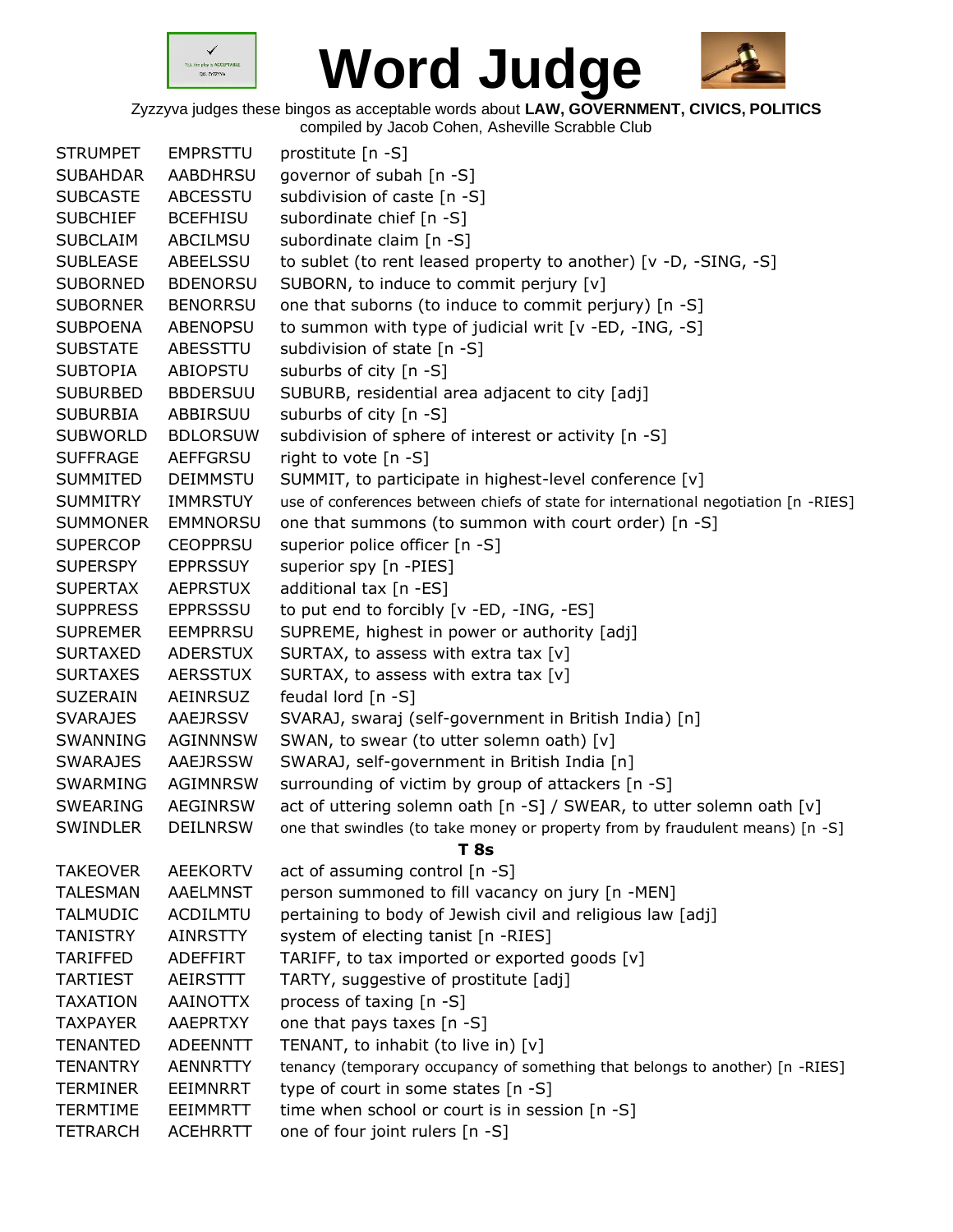# Word Judge

Zyzzyva judges these bingos as acceptable words about **LAW, GOVERNMENT, CIVICS, POLITICS**
compiled by Jacob Cohen, Asheville Scrabble Club

| | | |
|---|---|---|
| STRUMPET | EMPRSTTU | prostitute [n -S] |
| SUBAHDAR | AABDHRSU | governor of subah [n -S] |
| SUBCASTE | ABCESSTU | subdivision of caste [n -S] |
| SUBCHIEF | BCEFHISU | subordinate chief [n -S] |
| SUBCLAIM | ABCILMSU | subordinate claim [n -S] |
| SUBLEASE | ABEELSSU | to sublet (to rent leased property to another) [v -D, -SING, -S] |
| SUBORNED | BDENORSU | SUBORN, to induce to commit perjury [v] |
| SUBORNER | BENORRSU | one that suborns (to induce to commit perjury) [n -S] |
| SUBPOENA | ABENOPSU | to summon with type of judicial writ [v -ED, -ING, -S] |
| SUBSTATE | ABESSTTU | subdivision of state [n -S] |
| SUBTOPIA | ABIOPSTU | suburbs of city [n -S] |
| SUBURBED | BBDERSUU | SUBURB, residential area adjacent to city [adj] |
| SUBURBIA | ABBIRSUU | suburbs of city [n -S] |
| SUBWORLD | BDLORSUW | subdivision of sphere of interest or activity [n -S] |
| SUFFRAGE | AEFFGRSU | right to vote [n -S] |
| SUMMITED | DEIMMSTU | SUMMIT, to participate in highest-level conference [v] |
| SUMMITRY | IMMRSTUY | use of conferences between chiefs of state for international negotiation [n -RIES] |
| SUMMONER | EMMNORSU | one that summons (to summon with court order) [n -S] |
| SUPERCOP | CEOPPRSU | superior police officer [n -S] |
| SUPERSPY | EPPRSSUY | superior spy [n -PIES] |
| SUPERTAX | AEPRSTUX | additional tax [n -ES] |
| SUPPRESS | EPPRSSSU | to put end to forcibly [v -ED, -ING, -ES] |
| SUPREMER | EEMPRRSU | SUPREME, highest in power or authority [adj] |
| SURTAXED | ADERSTUX | SURTAX, to assess with extra tax [v] |
| SURTAXES | AERSSTUX | SURTAX, to assess with extra tax [v] |
| SUZERAIN | AEINRSUZ | feudal lord [n -S] |
| SVARAJES | AAEJRSSV | SVARAJ, swaraj (self-government in British India) [n] |
| SWANNING | AGINNNSW | SWAN, to swear (to utter solemn oath) [v] |
| SWARAJES | AAEJRSSW | SWARAJ, self-government in British India [n] |
| SWARMING | AGIMNRSW | surrounding of victim by group of attackers [n -S] |
| SWEARING | AEGINRSW | act of uttering solemn oath [n -S] / SWEAR, to utter solemn oath [v] |
| SWINDLER | DEILNRSW | one that swindles (to take money or property from by fraudulent means) [n -S] |

### T 8s

| | | |
|---|---|---|
| TAKEOVER | AEEKORTV | act of assuming control [n -S] |
| TALESMAN | AAELMNST | person summoned to fill vacancy on jury [n -MEN] |
| TALMUDIC | ACDILMTU | pertaining to body of Jewish civil and religious law [adj] |
| TANISTRY | AINRSTTY | system of electing tanist [n -RIES] |
| TARIFFED | ADEFFIRT | TARIFF, to tax imported or exported goods [v] |
| TARTIEST | AEIRSTTT | TARTY, suggestive of prostitute [adj] |
| TAXATION | AAINOTTX | process of taxing [n -S] |
| TAXPAYER | AAEPRTXY | one that pays taxes [n -S] |
| TENANTED | ADEENNTT | TENANT, to inhabit (to live in) [v] |
| TENANTRY | AENNRTTY | tenancy (temporary occupancy of something that belongs to another) [n -RIES] |
| TERMINER | EEIMNRRT | type of court in some states [n -S] |
| TERMTIME | EEIMMRTT | time when school or court is in session [n -S] |
| TETRARCH | ACEHRRTT | one of four joint rulers [n -S] |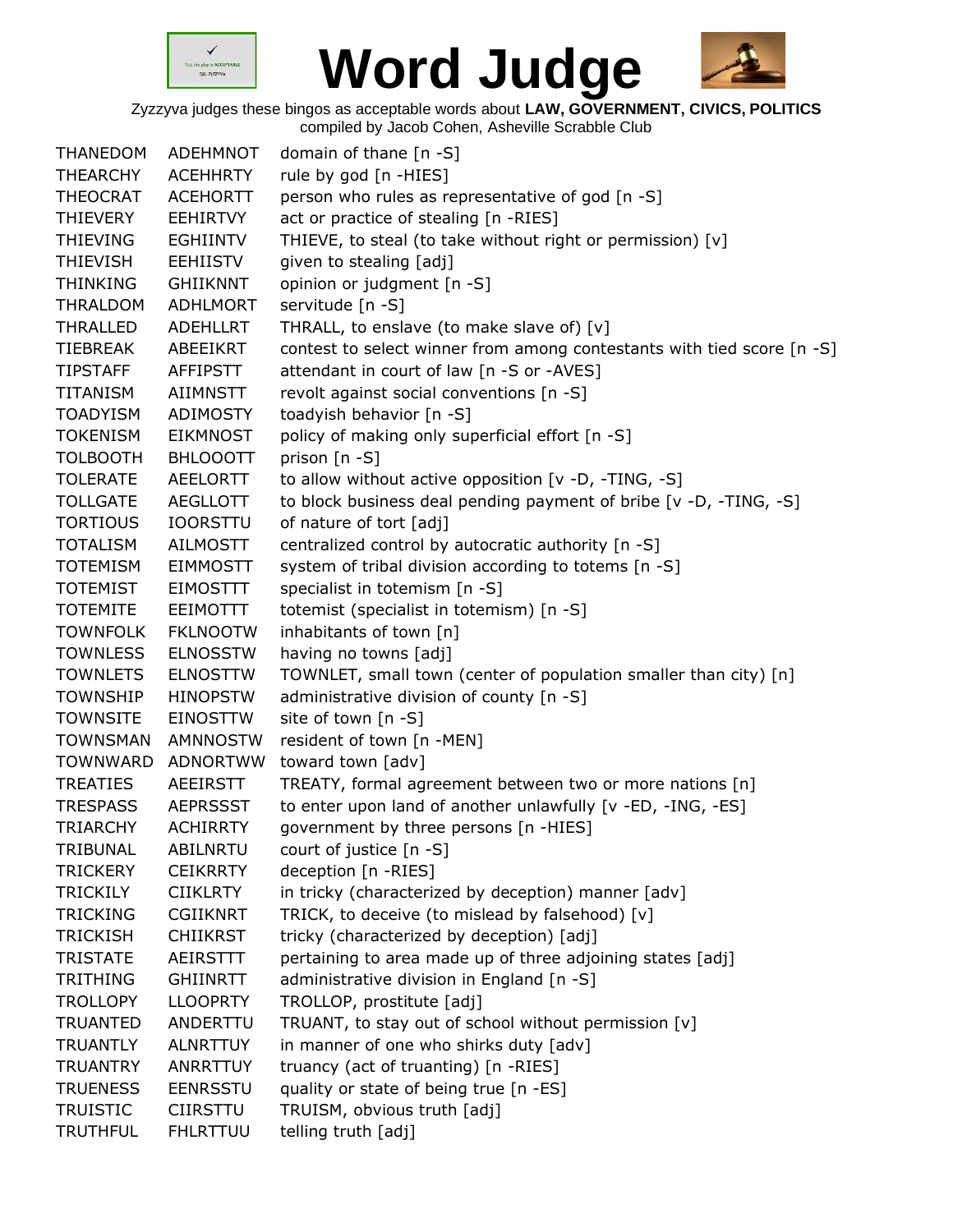# Word Judge

Zyzzyva judges these bingos as acceptable words about **LAW, GOVERNMENT, CIVICS, POLITICS**
compiled by Jacob Cohen, Asheville Scrabble Club

| | | |
|---|---|---|
| THANEDOM | ADEHMNOT | domain of thane [n -S] |
| THEARCHY | ACEHHRTY | rule by god [n -HIES] |
| THEOCRAT | ACEHORTT | person who rules as representative of god [n -S] |
| THIEVERY | EEHIRTVY | act or practice of stealing [n -RIES] |
| THIEVING | EGHIINTV | THIEVE, to steal (to take without right or permission) [v] |
| THIEVISH | EEHIISTV | given to stealing [adj] |
| THINKING | GHIIKNNT | opinion or judgment [n -S] |
| THRALDOM | ADHLMORT | servitude [n -S] |
| THRALLED | ADEHLLRT | THRALL, to enslave (to make slave of) [v] |
| TIEBREAK | ABEEIKRT | contest to select winner from among contestants with tied score [n -S] |
| TIPSTAFF | AFFIPSTT | attendant in court of law [n -S or -AVES] |
| TITANISM | AIIMNSTT | revolt against social conventions [n -S] |
| TOADYISM | ADIMOSTY | toadyish behavior [n -S] |
| TOKENISM | EIKMNOST | policy of making only superficial effort [n -S] |
| TOLBOOTH | BHLOOOTT | prison [n -S] |
| TOLERATE | AEELORTT | to allow without active opposition [v -D, -TING, -S] |
| TOLLGATE | AEGLLOTT | to block business deal pending payment of bribe [v -D, -TING, -S] |
| TORTIOUS | IOORSTTU | of nature of tort [adj] |
| TOTALISM | AILMOSTT | centralized control by autocratic authority [n -S] |
| TOTEMISM | EIMMOSTT | system of tribal division according to totems [n -S] |
| TOTEMIST | EIMOSTTT | specialist in totemism [n -S] |
| TOTEMITE | EEIMOTTT | totemist (specialist in totemism) [n -S] |
| TOWNFOLK | FKLNOOTW | inhabitants of town [n] |
| TOWNLESS | ELNOSSTW | having no towns [adj] |
| TOWNLETS | ELNOSTTW | TOWNLET, small town (center of population smaller than city) [n] |
| TOWNSHIP | HINOPSTW | administrative division of county [n -S] |
| TOWNSITE | EINOSTTW | site of town [n -S] |
| TOWNSMAN | AMNNOSTW | resident of town [n -MEN] |
| TOWNWARD | ADNORTWW | toward town [adv] |
| TREATIES | AEEIRSTT | TREATY, formal agreement between two or more nations [n] |
| TRESPASS | AEPRSSST | to enter upon land of another unlawfully [v -ED, -ING, -ES] |
| TRIARCHY | ACHIRRTY | government by three persons [n -HIES] |
| TRIBUNAL | ABILNRTU | court of justice [n -S] |
| TRICKERY | CEIKRRTY | deception [n -RIES] |
| TRICKILY | CIIKLRTY | in tricky (characterized by deception) manner [adv] |
| TRICKING | CGIIKNRT | TRICK, to deceive (to mislead by falsehood) [v] |
| TRICKISH | CHIIKRST | tricky (characterized by deception) [adj] |
| TRISTATE | AEIRSTTT | pertaining to area made up of three adjoining states [adj] |
| TRITHING | GHIINRTT | administrative division in England [n -S] |
| TROLLOPY | LLOOPRTY | TROLLOP, prostitute [adj] |
| TRUANTED | ANDERTTU | TRUANT, to stay out of school without permission [v] |
| TRUANTLY | ALNRTTUY | in manner of one who shirks duty [adv] |
| TRUANTRY | ANRRTTUY | truancy (act of truanting) [n -RIES] |
| TRUENESS | EENRSSTU | quality or state of being true [n -ES] |
| TRUISTIC | CIIRSTTU | TRUISM, obvious truth [adj] |
| TRUTHFUL | FHLRTTUU | telling truth [adj] |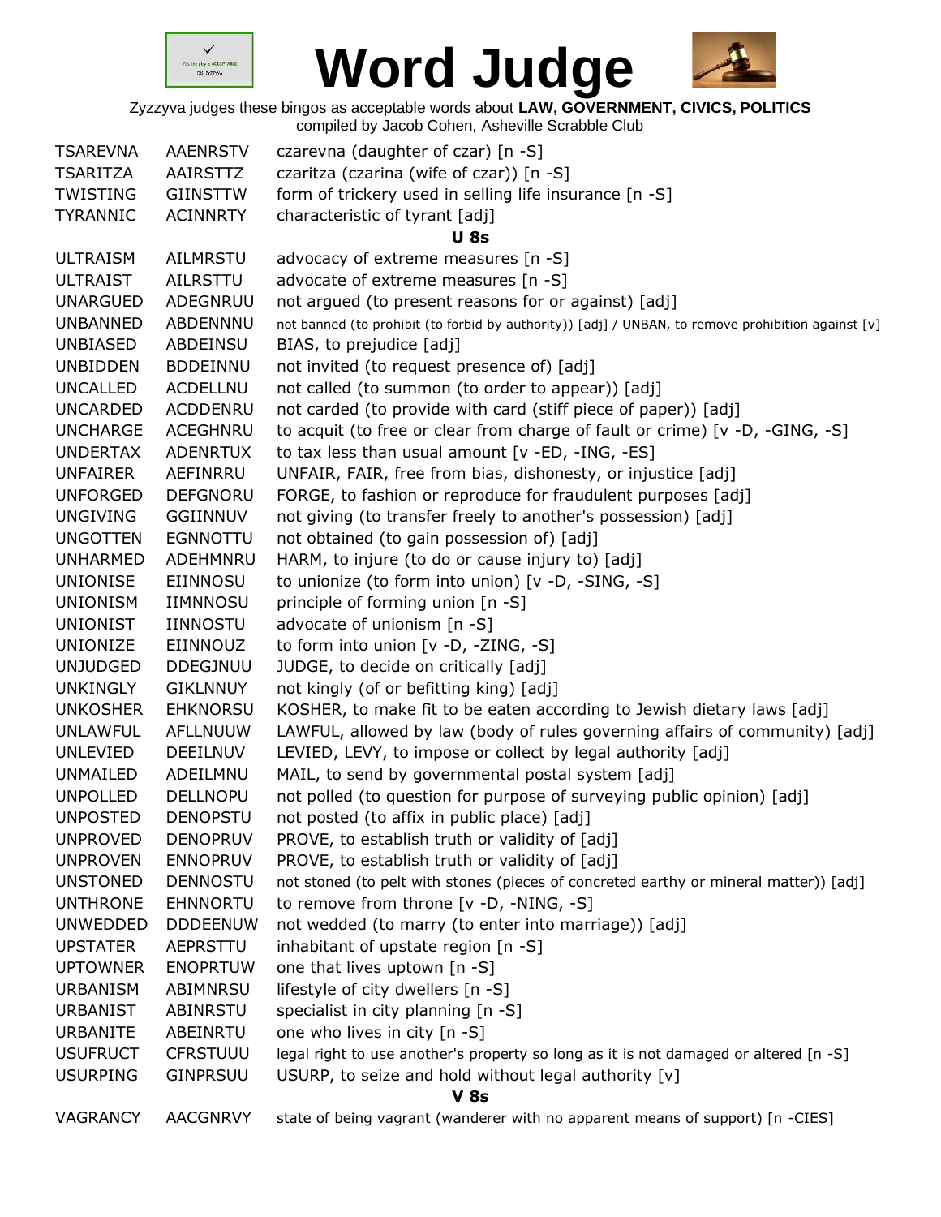# Word Judge

Zyzzyva judges these bingos as acceptable words about **LAW, GOVERNMENT, CIVICS, POLITICS**
compiled by Jacob Cohen, Asheville Scrabble Club

| | | |
|---|---|---|
| TSAREVNA | AAENRSTV | czarevna (daughter of czar) [n -S] |
| TSARITZA | AAIRSTTZ | czaritza (czarina (wife of czar)) [n -S] |
| TWISTING | GIINSTTW | form of trickery used in selling life insurance [n -S] |
| TYRANNIC | ACINNRTY | characteristic of tyrant [adj] |

**U 8s**

| | | |
|---|---|---|
| ULTRAISM | AILMRSTU | advocacy of extreme measures [n -S] |
| ULTRAIST | AILRSTTU | advocate of extreme measures [n -S] |
| UNARGUED | ADEGNRUU | not argued (to present reasons for or against) [adj] |
| UNBANNED | ABDENNNU | not banned (to prohibit (to forbid by authority)) [adj] / UNBAN, to remove prohibition against [v] |
| UNBIASED | ABDEINSU | BIAS, to prejudice [adj] |
| UNBIDDEN | BDDEINNU | not invited (to request presence of) [adj] |
| UNCALLED | ACDELLNU | not called (to summon (to order to appear)) [adj] |
| UNCARDED | ACDDENRU | not carded (to provide with card (stiff piece of paper)) [adj] |
| UNCHARGE | ACEGHNRU | to acquit (to free or clear from charge of fault or crime) [v -D, -GING, -S] |
| UNDERTAX | ADENRTUX | to tax less than usual amount [v -ED, -ING, -ES] |
| UNFAIRER | AEFINRRU | UNFAIR, FAIR, free from bias, dishonesty, or injustice [adj] |
| UNFORGED | DEFGNORU | FORGE, to fashion or reproduce for fraudulent purposes [adj] |
| UNGIVING | GGIINNUV | not giving (to transfer freely to another's possession) [adj] |
| UNGOTTEN | EGNNOTTU | not obtained (to gain possession of) [adj] |
| UNHARMED | ADEHMNRU | HARM, to injure (to do or cause injury to) [adj] |
| UNIONISE | EIINNOSU | to unionize (to form into union) [v -D, -SING, -S] |
| UNIONISM | IIMNNOSU | principle of forming union [n -S] |
| UNIONIST | IINNOSTU | advocate of unionism [n -S] |
| UNIONIZE | EIINNOUZ | to form into union [v -D, -ZING, -S] |
| UNJUDGED | DDEGJNUU | JUDGE, to decide on critically [adj] |
| UNKINGLY | GIKLNNUY | not kingly (of or befitting king) [adj] |
| UNKOSHER | EHKNORSU | KOSHER, to make fit to be eaten according to Jewish dietary laws [adj] |
| UNLAWFUL | AFLLNUUW | LAWFUL, allowed by law (body of rules governing affairs of community) [adj] |
| UNLEVIED | DEEILNUV | LEVIED, LEVY, to impose or collect by legal authority [adj] |
| UNMAILED | ADEILMNU | MAIL, to send by governmental postal system [adj] |
| UNPOLLED | DELLNOPU | not polled (to question for purpose of surveying public opinion) [adj] |
| UNPOSTED | DENOPSTU | not posted (to affix in public place) [adj] |
| UNPROVED | DENOPRUV | PROVE, to establish truth or validity of [adj] |
| UNPROVEN | ENNOPRUV | PROVE, to establish truth or validity of [adj] |
| UNSTONED | DENNOSTU | not stoned (to pelt with stones (pieces of concreted earthy or mineral matter)) [adj] |
| UNTHRONE | EHNNORTU | to remove from throne [v -D, -NING, -S] |
| UNWEDDED | DDDEENUW | not wedded (to marry (to enter into marriage)) [adj] |
| UPSTATER | AEPRSTTU | inhabitant of upstate region [n -S] |
| UPTOWNER | ENOPRTUW | one that lives uptown [n -S] |
| URBANISM | ABIMNRSU | lifestyle of city dwellers [n -S] |
| URBANIST | ABINRSTU | specialist in city planning [n -S] |
| URBANITE | ABEINRTU | one who lives in city [n -S] |
| USUFRUCT | CFRSTUUU | legal right to use another's property so long as it is not damaged or altered [n -S] |
| USURPING | GINPRSUU | USURP, to seize and hold without legal authority [v] |

**V 8s**

| | | |
|---|---|---|
| VAGRANCY | AACGNRVY | state of being vagrant (wanderer with no apparent means of support) [n -CIES] |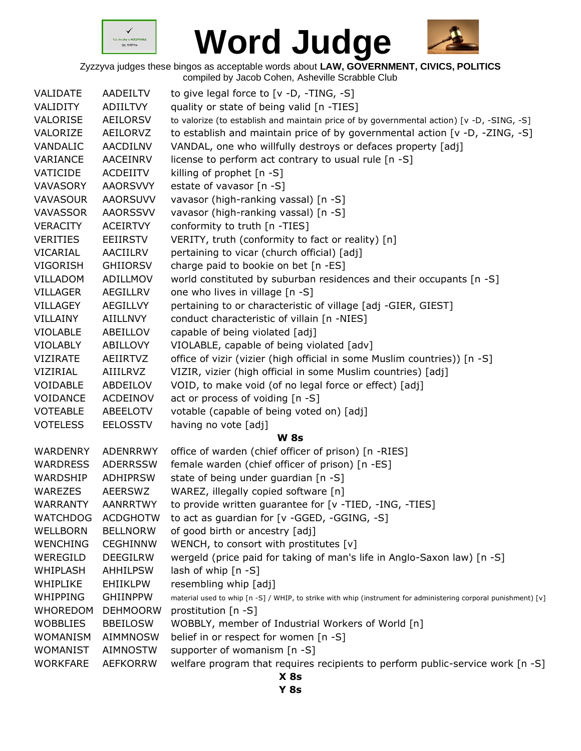# Word Judge

Zyzzyva judges these bingos as acceptable words about **LAW, GOVERNMENT, CIVICS, POLITICS**
compiled by Jacob Cohen, Asheville Scrabble Club

| | | |
|---|---|---|
| VALIDATE | AADEILTV | to give legal force to [v -D, -TING, -S] |
| VALIDITY | ADIILTVY | quality or state of being valid [n -TIES] |
| VALORISE | AEILORSV | to valorize (to establish and maintain price of by governmental action) [v -D, -SING, -S] |
| VALORIZE | AEILORVZ | to establish and maintain price of by governmental action [v -D, -ZING, -S] |
| VANDALIC | AACDILNV | VANDAL, one who willfully destroys or defaces property [adj] |
| VARIANCE | AACEINRV | license to perform act contrary to usual rule [n -S] |
| VATICIDE | ACDEIITV | killing of prophet [n -S] |
| VAVASORY | AAORSVVY | estate of vavasor [n -S] |
| VAVASOUR | AAORSUVV | vavasor (high-ranking vassal) [n -S] |
| VAVASSOR | AAORSSVV | vavasor (high-ranking vassal) [n -S] |
| VERACITY | ACEIRTVY | conformity to truth [n -TIES] |
| VERITIES | EEIIRSTV | VERITY, truth (conformity to fact or reality) [n] |
| VICARIAL | AACIILRV | pertaining to vicar (church official) [adj] |
| VIGORISH | GHIIORSV | charge paid to bookie on bet [n -ES] |
| VILLADOM | ADILLMOV | world constituted by suburban residences and their occupants [n -S] |
| VILLAGER | AEGILLRV | one who lives in village [n -S] |
| VILLAGEY | AEGILLVY | pertaining to or characteristic of village [adj -GIER, GIEST] |
| VILLAINY | AIILLNVY | conduct characteristic of villain [n -NIES] |
| VIOLABLE | ABEILLOV | capable of being violated [adj] |
| VIOLABLY | ABILLOVY | VIOLABLE, capable of being violated [adv] |
| VIZIRATE | AEIIRTVZ | office of vizir (vizier (high official in some Muslim countries)) [n -S] |
| VIZIRIAL | AIIILRVZ | VIZIR, vizier (high official in some Muslim countries) [adj] |
| VOIDABLE | ABDEILOV | VOID, to make void (of no legal force or effect) [adj] |
| VOIDANCE | ACDEINOV | act or process of voiding [n -S] |
| VOTEABLE | ABEELOTV | votable (capable of being voted on) [adj] |
| VOTELESS | EELOSSTV | having no vote [adj] |

**W 8s**

| | | |
|---|---|---|
| WARDENRY | ADENRRWY | office of warden (chief officer of prison) [n -RIES] |
| WARDRESS | ADERRSSW | female warden (chief officer of prison) [n -ES] |
| WARDSHIP | ADHIPRSW | state of being under guardian [n -S] |
| WAREZES | AEERSWZ | WAREZ, illegally copied software [n] |
| WARRANTY | AANRRTWY | to provide written guarantee for [v -TIED, -ING, -TIES] |
| WATCHDOG | ACDGHOTW | to act as guardian for [v -GGED, -GGING, -S] |
| WELLBORN | BELLNORW | of good birth or ancestry [adj] |
| WENCHING | CEGHINNW | WENCH, to consort with prostitutes [v] |
| WEREGILD | DEEGILRW | wergeld (price paid for taking of man's life in Anglo-Saxon law) [n -S] |
| WHIPLASH | AHHILPSW | lash of whip [n -S] |
| WHIPLIKE | EHIIKLPW | resembling whip [adj] |
| WHIPPING | GHIINPPW | material used to whip [n -S] / WHIP, to strike with whip (instrument for administering corporal punishment) [v] |
| WHOREDOM | DEHMOORW | prostitution [n -S] |
| WOBBLIES | BBEILOSW | WOBBLY, member of Industrial Workers of World [n] |
| WOMANISM | AIMMNOSW | belief in or respect for women [n -S] |
| WOMANIST | AIMNOSTW | supporter of womanism [n -S] |
| WORKFARE | AEFKORRW | welfare program that requires recipients to perform public-service work [n -S] |

**X 8s**

**Y 8s**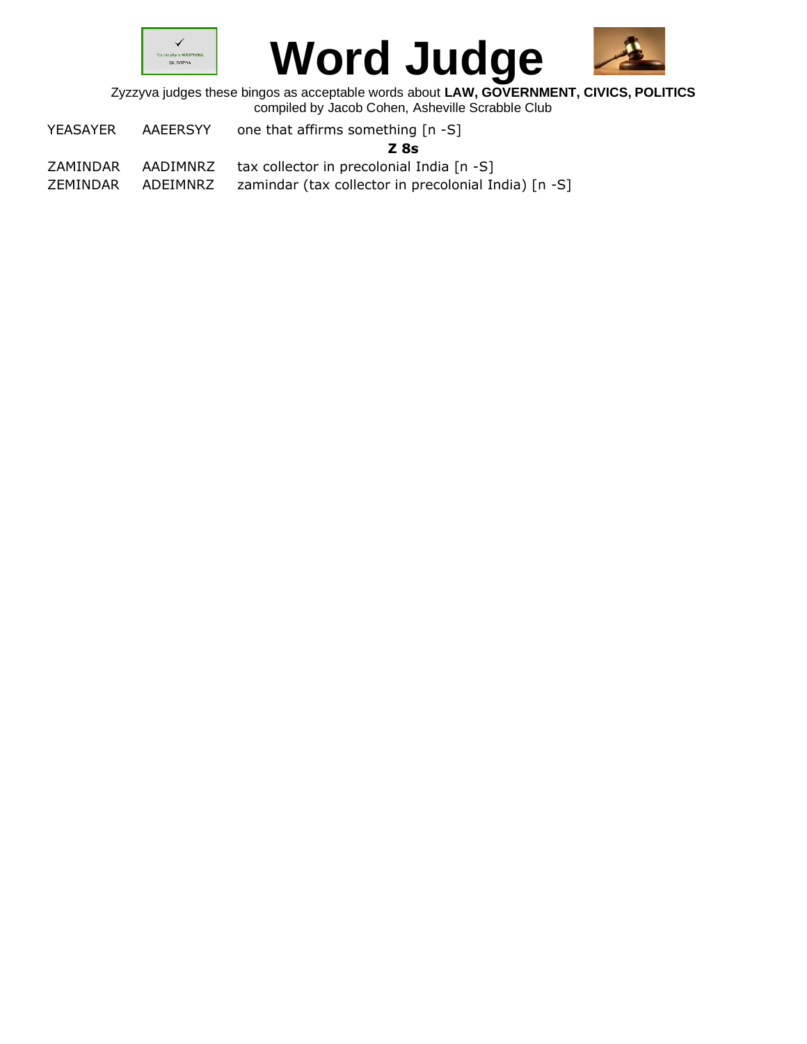# Word Judge

Zyzzyva judges these bingos as acceptable words about **LAW, GOVERNMENT, CIVICS, POLITICS**
compiled by Jacob Cohen, Asheville Scrabble Club

| | | |
|---|---|---|
| YEASAYER | AAEERSYY | one that affirms something [n -S] |

**Z 8s**

| | | |
|---|---|---|
| ZAMINDAR | AADIMNRZ | tax collector in precolonial India [n -S] |
| ZEMINDAR | ADEIMNRZ | zamindar (tax collector in precolonial India) [n -S] |